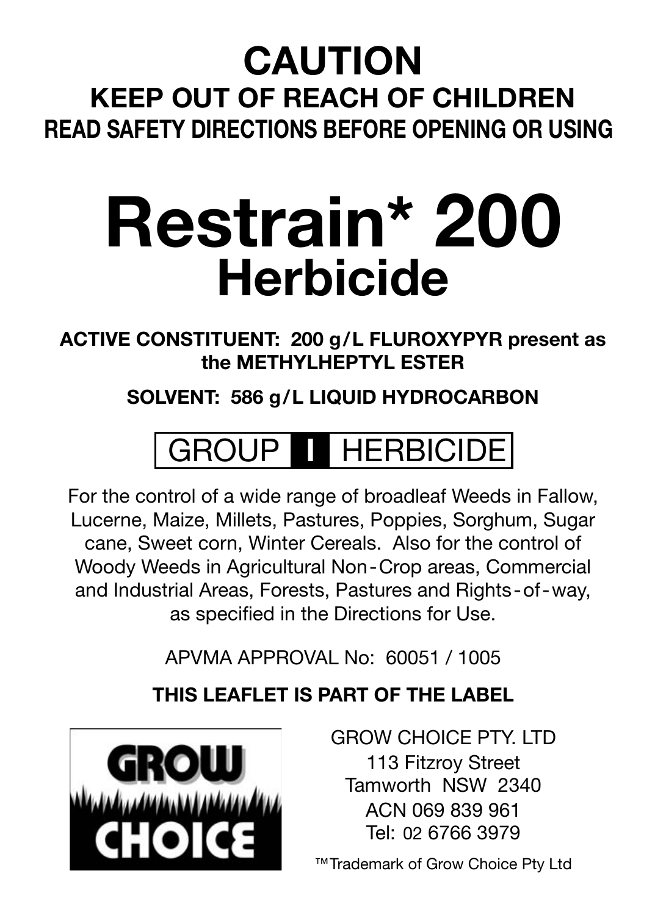# CAUTION

## KEEP OUT OF REACH OF CHILDREN

**READ SAFETY DIRECTIONS BEFORE OPENING OR USING**

# Restrain* 200

## Herbicide

**ACTIVE CONSTITUENT: 200 g/L FLUROXYPYR present as the METHYLHEPTYL ESTER**

**SOLVENT: 586 g/L LIQUID HYDROCARBON**

GROUP **I** HERBICIDE

For the control of a wide range of broadleaf Weeds in Fallow, Lucerne, Maize, Millets, Pastures, Poppies, Sorghum, Sugar cane, Sweet corn, Winter Cereals. Also for the control of Woody Weeds in Agricultural Non-Crop areas, Commercial and Industrial Areas, Forests, Pastures and Rights-of-way, as specified in the Directions for Use.

APVMA APPROVAL No: 60051 / 1005

**THIS LEAFLET IS PART OF THE LABEL**

GROW CHOICE

GROW CHOICE PTY. LTD
113 Fitzroy Street
Tamworth NSW 2340
ACN 069 839 961
Tel: 02 6766 3979

™Trademark of Grow Choice Pty Ltd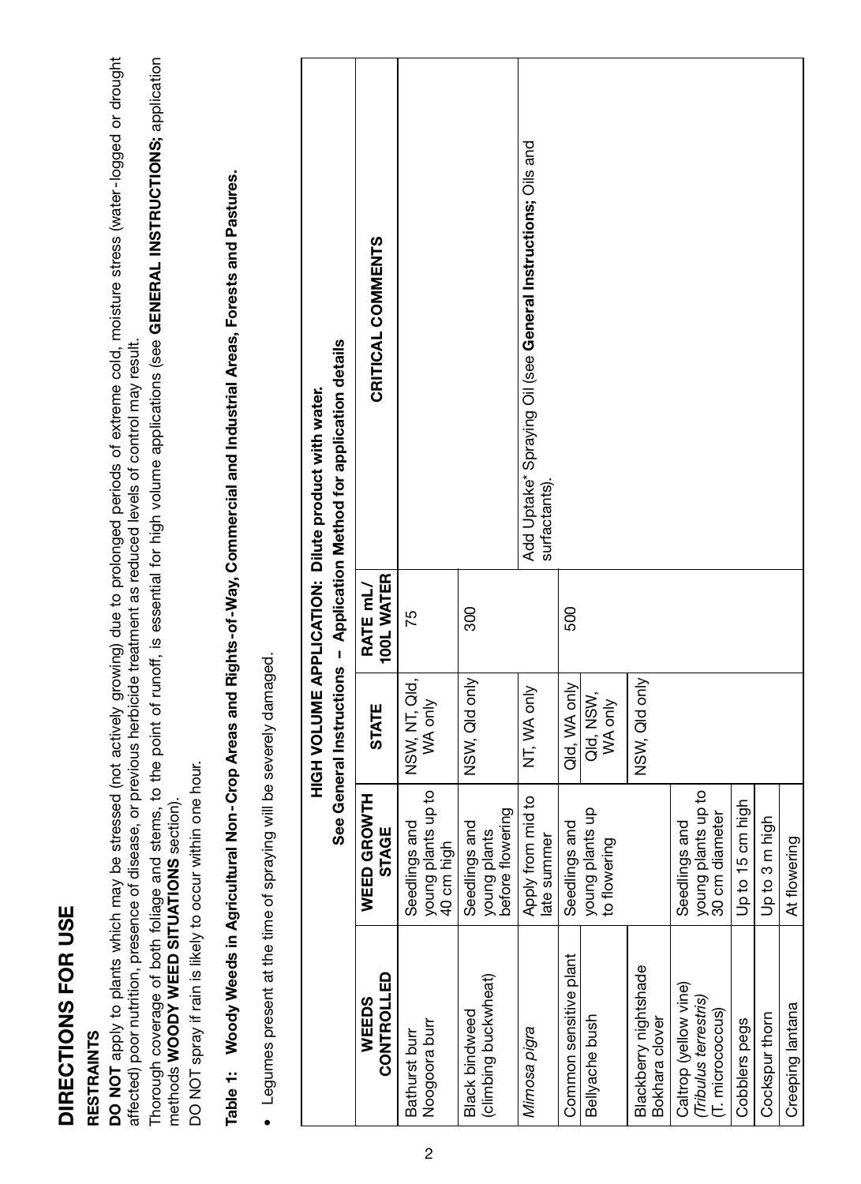# DIRECTIONS FOR USE

## RESTRAINTS

**DO NOT** apply to plants which may be stressed (not actively growing) due to prolonged periods of extreme cold, moisture stress (water-logged or drought affected) poor nutrition, presence of disease, or previous herbicide treatment as reduced levels of control may result.

Thorough coverage of both foliage and stems, to the point of runoff, is essential for high volume applications (see **GENERAL INSTRUCTIONS;** application methods **WOODY WEED SITUATIONS** section).

DO NOT spray if rain is likely to occur within one hour.

**Table 1: Woody Weeds in Agricultural Non-Crop Areas and Rights-of-Way, Commercial and Industrial Areas, Forests and Pastures.**

- Legumes present at the time of spraying will be severely damaged.

**HIGH VOLUME APPLICATION: Dilute product with water.**
**See General Instructions – Application Method for application details**

| WEEDS CONTROLLED | WEED GROWTH STAGE | STATE | RATE mL/ 100L WATER | CRITICAL COMMENTS |
|---|---|---|---|---|
| Bathurst burr<br>Noogoora burr | Seedlings and young plants up to 40 cm high | NSW, NT, Qld, WA only | 75 | |
| Black bindweed (climbing buckwheat) | Seedlings and young plants before flowering | NSW, Qld only | 300 | |
| *Mimosa pigra* | Apply from mid to late summer | NT, WA only | 300 | Add Uptake* Spraying Oil (see **General Instructions;** Oils and surfactants). |
| Common sensitive plant | Seedlings and young plants up to flowering | Qld, WA only | 500 | |
| Bellyache bush | Seedlings and young plants up to flowering | Qld, NSW, WA only | 500 | |
| Blackberry nightshade<br>Bokhara clover | Seedlings and young plants up to flowering | NSW, Qld only | 500 | |
| Caltrop (yellow vine) (*Tribulus terrestris*) (*T. micrococcus*) | Seedlings and young plants up to 30 cm diameter | NSW, Qld only | 500 | |
| Cobblers pegs | Up to 15 cm high | NSW, Qld only | 500 | |
| Cockspur thorn | Up to 3 m high | NSW, Qld only | 500 | |
| Creeping lantana | At flowering | NSW, Qld only | 500 | |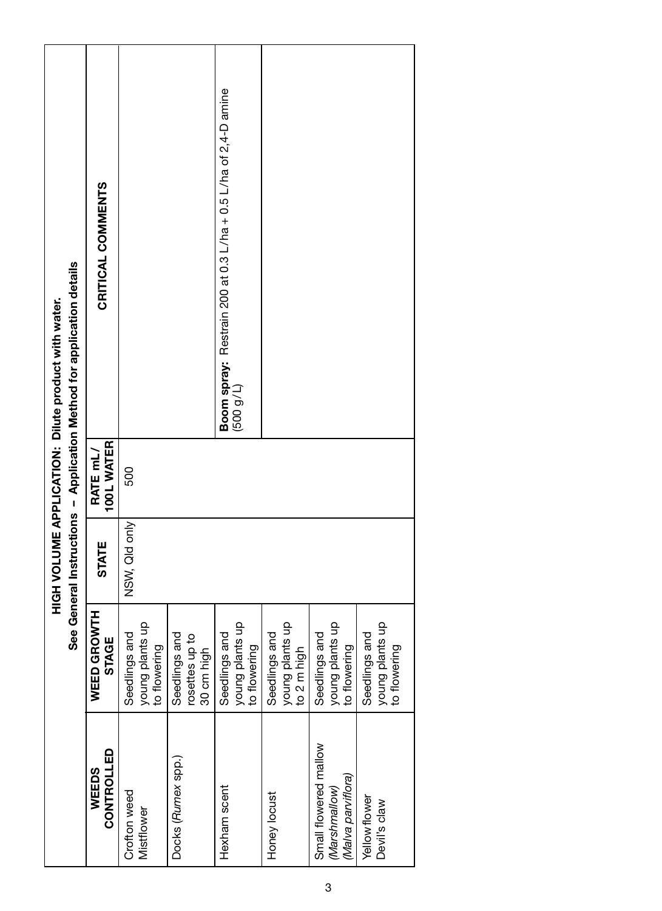**HIGH VOLUME APPLICATION: Dilute product with water.**

**See General Instructions – Application Method for application details**

| WEEDS CONTROLLED | WEED GROWTH STAGE | STATE | RATE mL/ 100L WATER | CRITICAL COMMENTS |
|---|---|---|---|---|
| Crofton weed<br>Mistflower | Seedlings and young plants up to flowering | NSW, Qld only | 500 | |
| Docks (*Rumex* spp.) | Seedlings and rosettes up to 30 cm high | | | |
| Hexham scent | Seedlings and young plants up to flowering | | | **Boom spray:** Restrain 200 at 0.3 L/ha + 0.5 L/ha of 2,4-D amine (500 g/L) |
| Honey locust | Seedlings and young plants up to 2 m high | | | |
| Small flowered mallow (*Marshmallow*) (*Malva parviflora*) | Seedlings and young plants up to flowering | | | |
| Yellowflower<br>Devil's claw | Seedlings and young plants up to flowering | | | |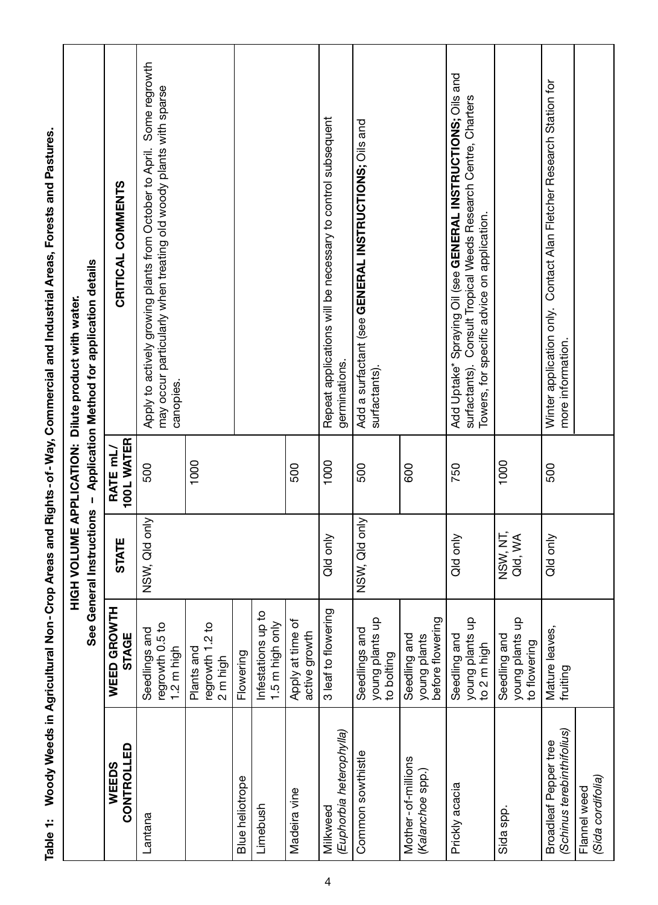**Table 1: Woody Weeds in Agricultural Non-Crop Areas and Rights-of-Way, Commercial and Industrial Areas, Forests and Pastures.**

| HIGH VOLUME APPLICATION: Dilute product with water. See General Instructions – Application Method for application details | | | | |
|---|---|---|---|---|
| **WEEDS CONTROLLED** | **WEED GROWTH STAGE** | **STATE** | **RATE mL/ 100L WATER** | **CRITICAL COMMENTS** |
| Lantana | Seedlings and regrowth 0.5 to 1.2 m high | NSW, Qld only | 500 | Apply to actively growing plants from October to April. Some regrowth may occur particularly when treating old woody plants with sparse canopies. |
| | Plants and regrowth 1.2 to 2 m high | | 1000 | |
| Blue heliotrope | Flowering | | | |
| Limebush | Infestations up to 1.5 m high only | | | |
| Madeira vine | Apply at time of active growth | | 500 | |
| Milkweed (*Euphorbia heterophylla*) | 3 leaf to flowering | Qld only | 1000 | Repeat applications will be necessary to control subsequent germinations. |
| Common sowthistle | Seedlings and young plants up to bolting | NSW, Qld only | 500 | Add a surfactant (see **GENERAL INSTRUCTIONS;** Oils and surfactants). |
| Mother-of-millions (*Kalanchoe* spp.) | Seedling and young plants before flowering | | 600 | |
| Prickly acacia | Seedling and young plants up to 2 m high | Qld only | 750 | Add Uptake* Spraying Oil (see **GENERAL INSTRUCTIONS;** Oils and surfactants). Consult Tropical Weeds Research Centre, Charters Towers, for specific advice on application. |
| Sida spp. | Seedling and young plants up to flowering | NSW, NT, Qld, WA | 1000 | |
| Broadleaf Pepper tree (*Schinus terebinthifolius*) | Mature leaves, fruiting | Qld only | 500 | Winter application only. Contact Alan Fletcher Research Station for more information. |
| Flannel weed (*Sida cordifolia*) | | | | |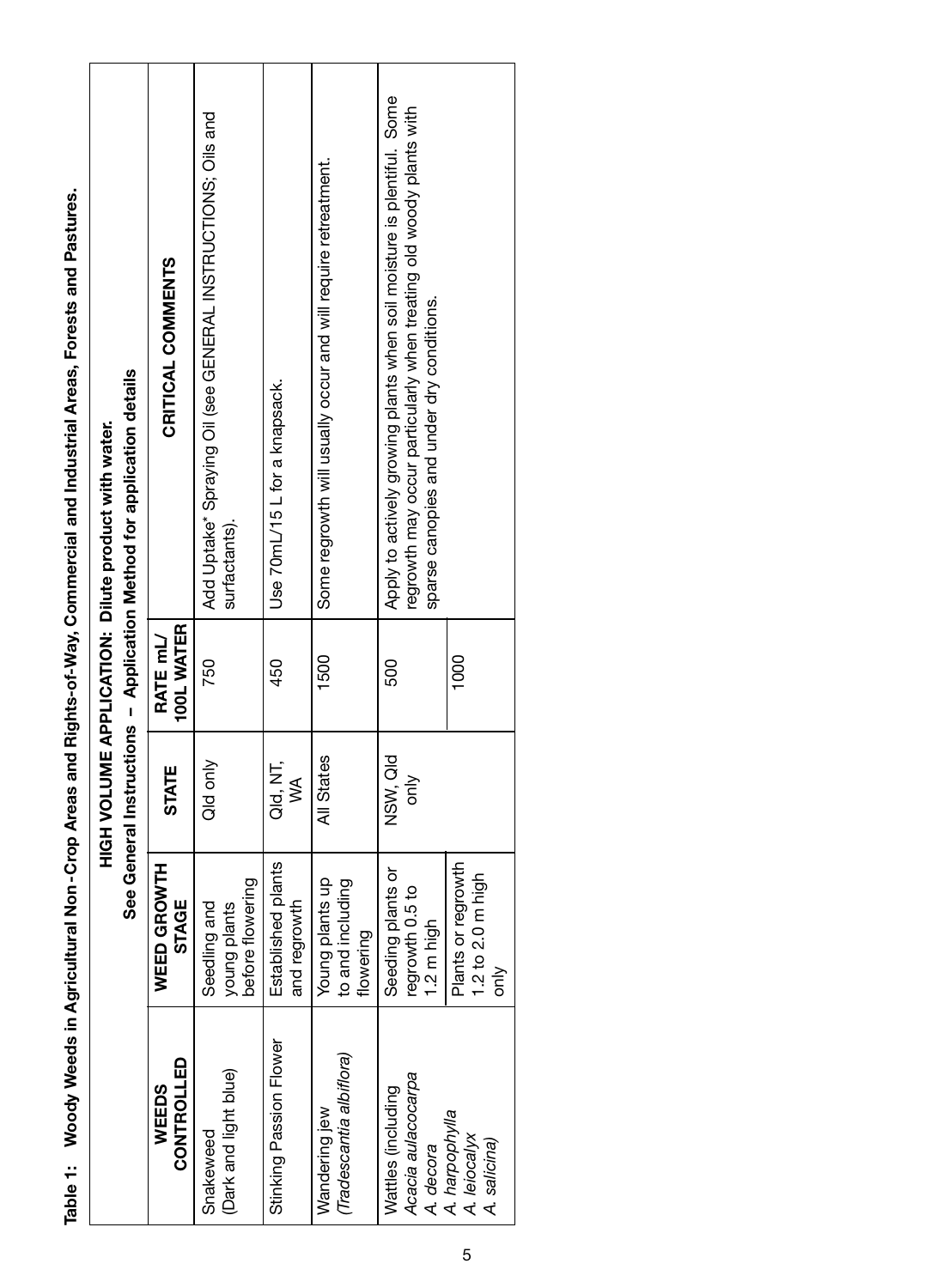**Table 1: Woody Weeds in Agricultural Non-Crop Areas and Rights-of-Way, Commercial and Industrial Areas, Forests and Pastures.**

**HIGH VOLUME APPLICATION: Dilute product with water.**
**See General Instructions – Application Method for application details**

| WEEDS CONTROLLED | WEED GROWTH STAGE | STATE | RATE mL/ 100L WATER | CRITICAL COMMENTS |
|---|---|---|---|---|
| Snakeweed (Dark and light blue) | Seedling and young plants before flowering | Qld only | 750 | Add Uptake* Spraying Oil (see GENERAL INSTRUCTIONS; Oils and surfactants). |
| Stinking Passion Flower | Established plants and regrowth | Qld, NT, WA | 450 | Use 70mL/15 L for a knapsack. |
| Wandering jew (*Tradescantia albiflora*) | Young plants up to and including flowering | All States | 1500 | Some regrowth will usually occur and will require retreatment. |
| Wattles (including *Acacia aulacocarpa* *A. decora* *A. harpophylla* *A. leiocalyx* *A. salicina*) | Seeding plants or regrowth 0.5 to 1.2 m high | NSW, Qld only | 500 | Apply to actively growing plants when soil moisture is plentiful. Some regrowth may occur particularly when treating old woody plants with sparse canopies and under dry conditions. |
| | Plants or regrowth 1.2 to 2.0 m high only | | 1000 | |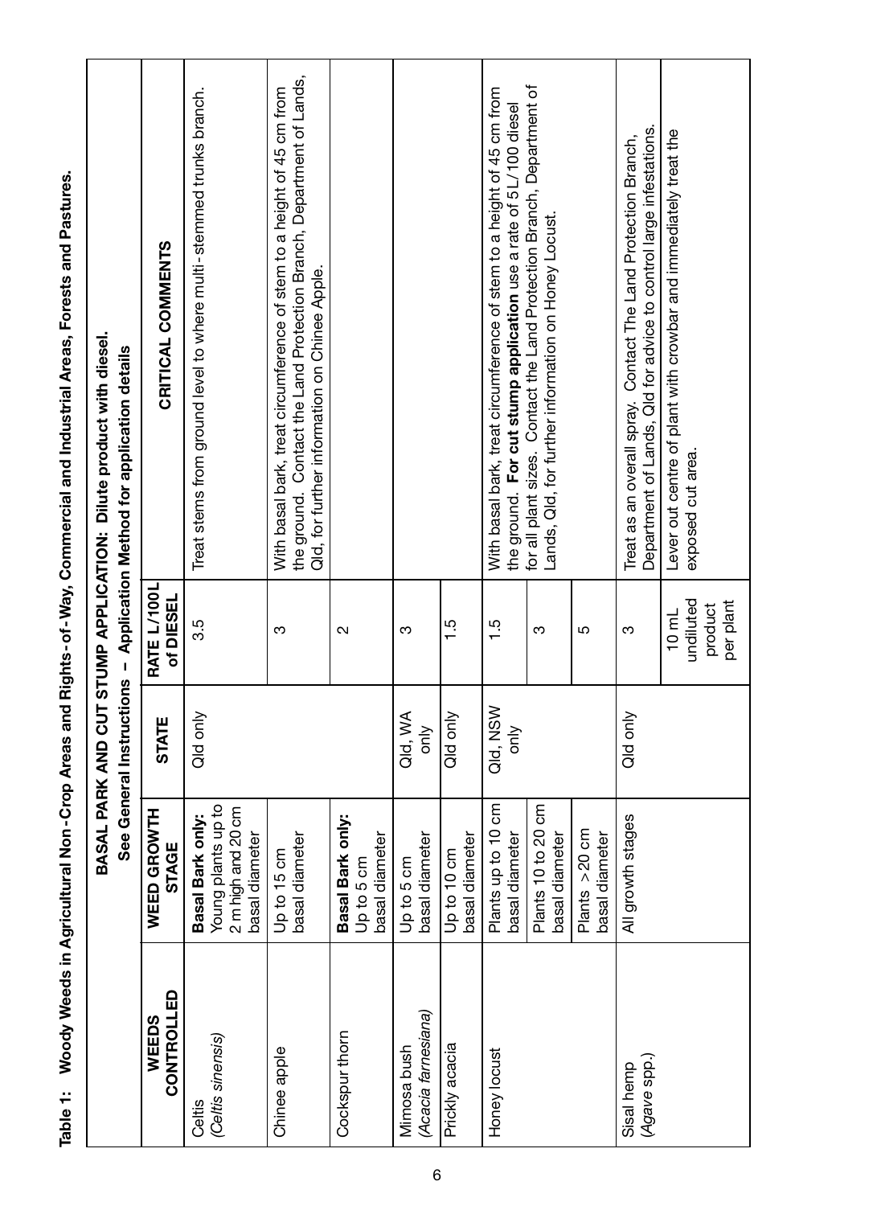**Table 1: Woody Weeds in Agricultural Non-Crop Areas and Rights-of-Way, Commercial and Industrial Areas, Forests and Pastures.**

| WEEDS CONTROLLED | WEED GROWTH STAGE | STATE | RATE L/100L of DIESEL | CRITICAL COMMENTS |
|---|---|---|---|---|
| **BASAL BARK AND CUT STUMP APPLICATION: Dilute product with diesel. See General Instructions – Application Method for application details** | | | | |
| Celtis (*Celtis sinensis*) | **Basal Bark only:** Young plants up to 2 m high and 20 cm basal diameter | Qld only | 3.5 | Treat stems from ground level to where multi-stemmed trunks branch. |
| Chinee apple | Up to 15 cm basal diameter | | 3 | With basal bark, treat circumference of stem to a height of 45 cm from the ground. Contact the Land Protection Branch, Department of Lands, Qld, for further information on Chinee Apple. |
| Cockspur thorn | **Basal Bark only:** Up to 5 cm basal diameter | | 2 | |
| Mimosa bush (*Acacia farnesiana*) | Up to 5 cm basal diameter | Qld, WA only | 3 | |
| Prickly acacia | Up to 10 cm basal diameter | Qld only | 1.5 | |
| Honey locust | Plants up to 10 cm basal diameter | Qld, NSW only | 1.5 | With basal bark, treat circumference of stem to a height of 45 cm from the ground. **For cut stump application** use a rate of 5 L/100 diesel for all plant sizes. Contact the Land Protection Branch, Department of Lands, Qld, for further information on Honey Locust. |
| | Plants 10 to 20 cm basal diameter | | 3 | |
| | Plants >20 cm basal diameter | | 5 | |
| Sisal hemp (*Agave* spp.) | All growth stages | Qld only | 3 | Treat as an overall spray. Contact The Land Protection Branch, Department of Lands, Qld for advice to control large infestations. |
| | | | 10 mL undiluted product per plant | Lever out centre of plant with crowbar and immediately treat the exposed cut area. |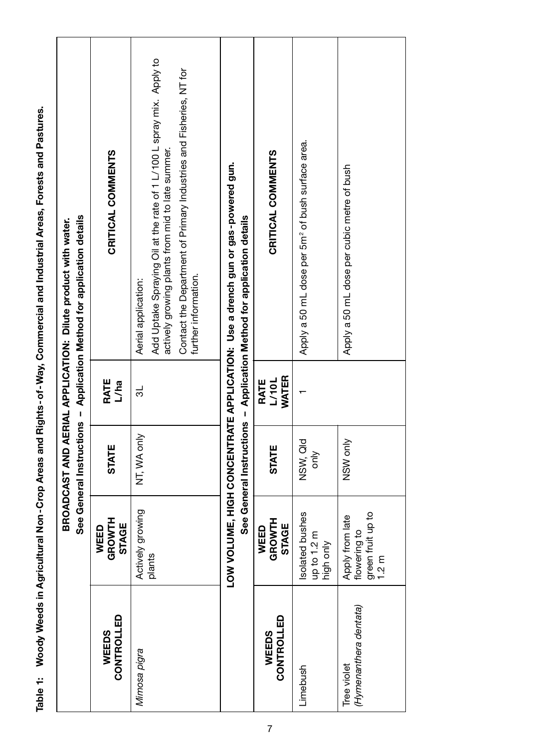**Table 1: Woody Weeds in Agricultural Non-Crop Areas and Rights-of-Way, Commercial and Industrial Areas, Forests and Pastures.**

| WEEDS CONTROLLED | WEED GROWTH STAGE | STATE | RATE L/ha | CRITICAL COMMENTS |
|---|---|---|---|---|
| **BROADCAST AND AERIAL APPLICATION: Dilute product with water. See General Instructions – Application Method for application details** | | | | |
| *Mimosa pigra* | Actively growing plants | NT, WA only | 3L | Aerial application: Add Uptake Spraying Oil at the rate of 1 L/100 L spray mix. Apply to actively growing plants from mid to late summer. Contact the Department of Primary Industries and Fisheries, NT for further information. |
| **LOW VOLUME, HIGH CONCENTRATE APPLICATION: Use a drench gun or gas-powered gun. See General Instructions – Application Method for application details** | | | | |
| **WEEDS CONTROLLED** | **WEED GROWTH STAGE** | **STATE** | **RATE L/10L WATER** | **CRITICAL COMMENTS** |
| Limebush | Isolated bushes up to 1.2 m high only | NSW, Qld only | 1 | Apply a 50 mL dose per 5m² of bush surface area. |
| Tree violet *(Hymenanthera dentata)* | Apply from late flowering to green fruit up to 1.2 m | NSW only | | Apply a 50 mL dose per cubic metre of bush |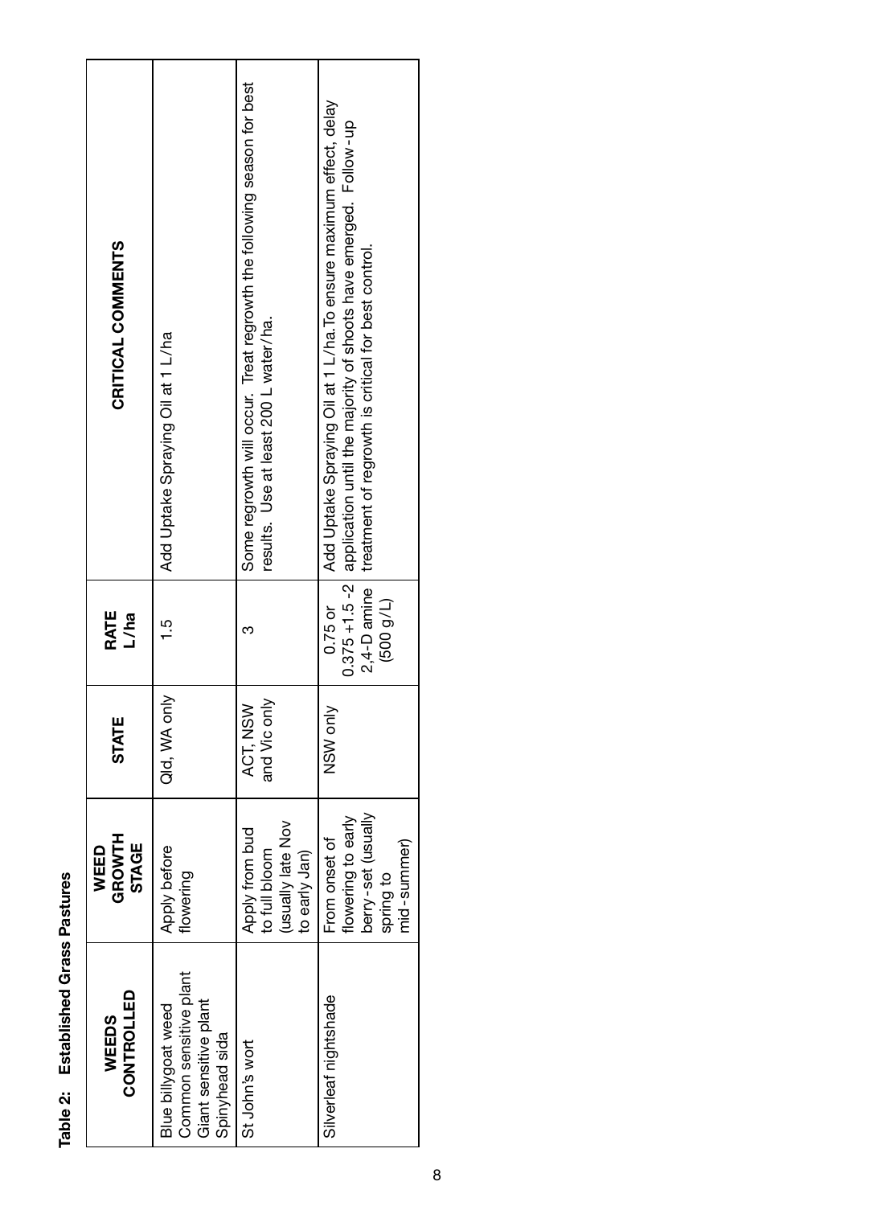**Table 2: Established Grass Pastures**

| WEEDS CONTROLLED | WEED GROWTH STAGE | STATE | RATE L/ha | CRITICAL COMMENTS |
|---|---|---|---|---|
| Blue billygoat weed<br>Common sensitive plant<br>Giant sensitive plant<br>Spinyhead sida | Apply before flowering | Qld, WA only | 1.5 | Add Uptake Spraying Oil at 1 L/ha |
| St John's wort | Apply from bud to full bloom (usually late Nov to early Jan) | ACT, NSW and Vic only | 3 | Some regrowth will occur. Treat regrowth the following season for best results. Use at least 200 L water/ha. |
| Silverleaf nightshade | From onset of flowering to early berry-set (usually spring to mid-summer) | NSW only | 0.75 or 0.375 +1.5 -2 2,4-D amine (500 g/L) | Add Uptake Spraying Oil at 1 L/ha.To ensure maximum effect, delay application until the majority of shoots have emerged. Follow-up treatment of regrowth is critical for best control. |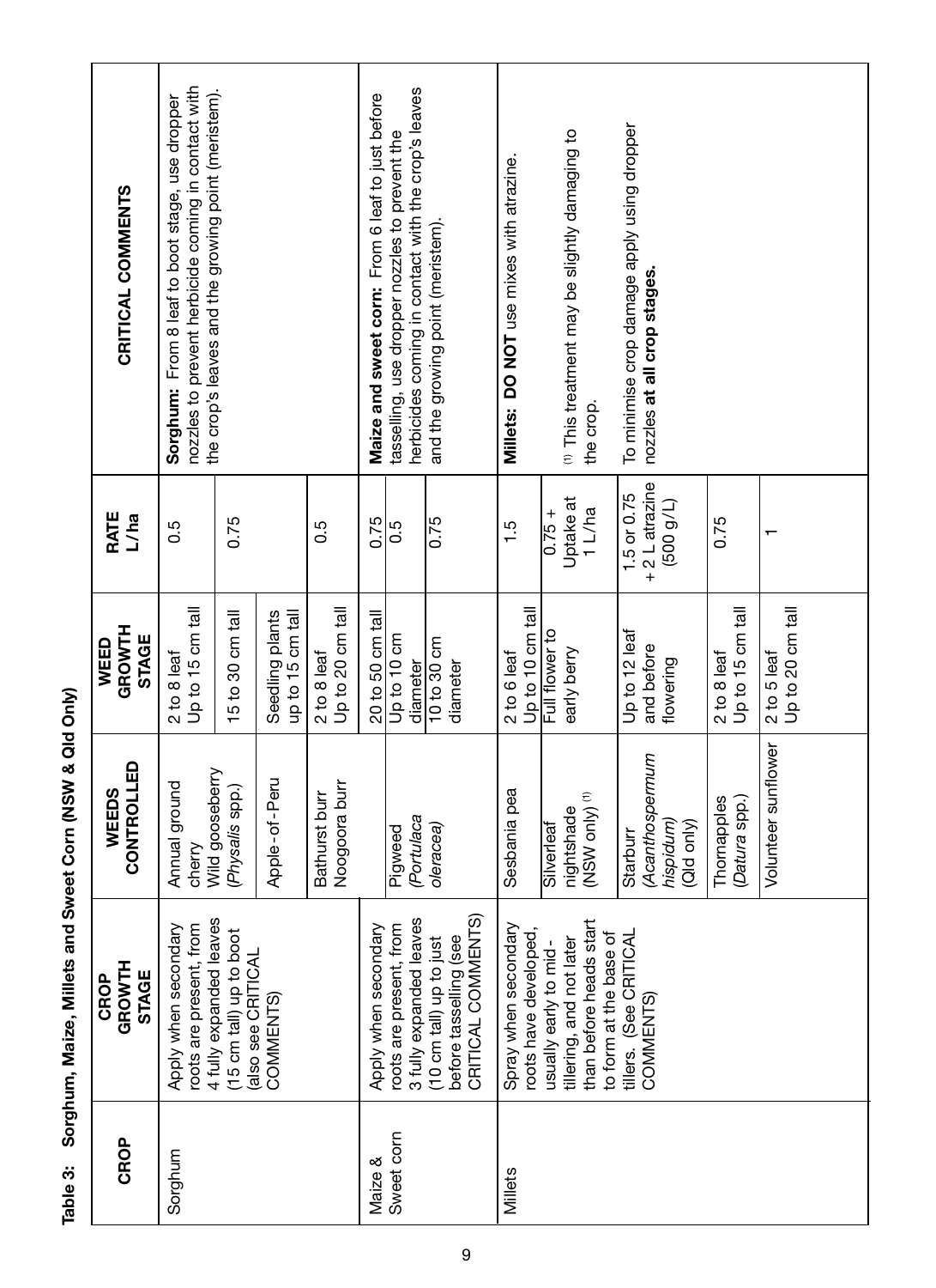**Table 3: Sorghum, Maize, Millets and Sweet Corn (NSW & Qld Only)**

| CROP | CROP GROWTH STAGE | WEEDS CONTROLLED | WEED GROWTH STAGE | RATE L/ha | CRITICAL COMMENTS |
|---|---|---|---|---|---|
| Sorghum | Apply when secondary roots are present, from 4 fully expanded leaves (15 cm tall) up to boot (also see CRITICAL COMMENTS) | Annual ground cherry<br>Wild gooseberry (*Physalis* spp.) | 2 to 8 leaf<br>Up to 15 cm tall | 0.5 | **Sorghum:** From 8 leaf to boot stage, use dropper nozzles to prevent herbicide coming in contact with the crop's leaves and the growing point (meristem). |
| | | | 15 to 30 cm tall | 0.75 | |
| | | Apple-of-Peru | Seedling plants up to 15 cm tall | | |
| | | Bathurst burr<br>Noogoora burr | 2 to 8 leaf<br>Up to 20 cm tall | 0.5 | |
| | | | 20 to 50 cm tall | 0.75 | |
| Maize & Sweet corn | Apply when secondary roots are present, from 3 fully expanded leaves (10 cm tall) up to just before tasselling (see CRITICAL COMMENTS) | Pigweed (*Portulaca oleracea*) | Up to 10 cm diameter | 0.5 | **Maize and sweet corn:** From 6 leaf to just before tasselling, use dropper nozzles to prevent the herbicides coming in contact with the crop's leaves and the growing point (meristem). |
| | | | 10 to 30 cm diameter | 0.75 | |
| Millets | Spray when secondary roots have developed, usually early to mid-tillering, and not later than before heads start to form at the base of tillers. (See CRITICAL COMMENTS) | Sesbania pea | 2 to 6 leaf<br>Up to 10 cm tall | 1.5 | **Millets: DO NOT** use mixes with atrazine. |
| | | Silverleaf nightshade (NSW only) [1] | Full flower to early berry | 0.75 + Uptake at 1 L/ha | [1] This treatment may be slightly damaging to the crop. |
| | | Starburr (*Acanthospermum hispidum*) (Qld only) | Up to 12 leaf and before flowering | 1.5 or 0.75 + 2 L atrazine (500 g/L) | To minimise crop damage apply using dropper nozzles **at all crop stages.** |
| | | Thornapples (*Datura* spp.) | 2 to 8 leaf<br>Up to 15 cm tall | 0.75 | |
| | | Volunteer sunflower | 2 to 5 leaf<br>Up to 20 cm tall | 1 | |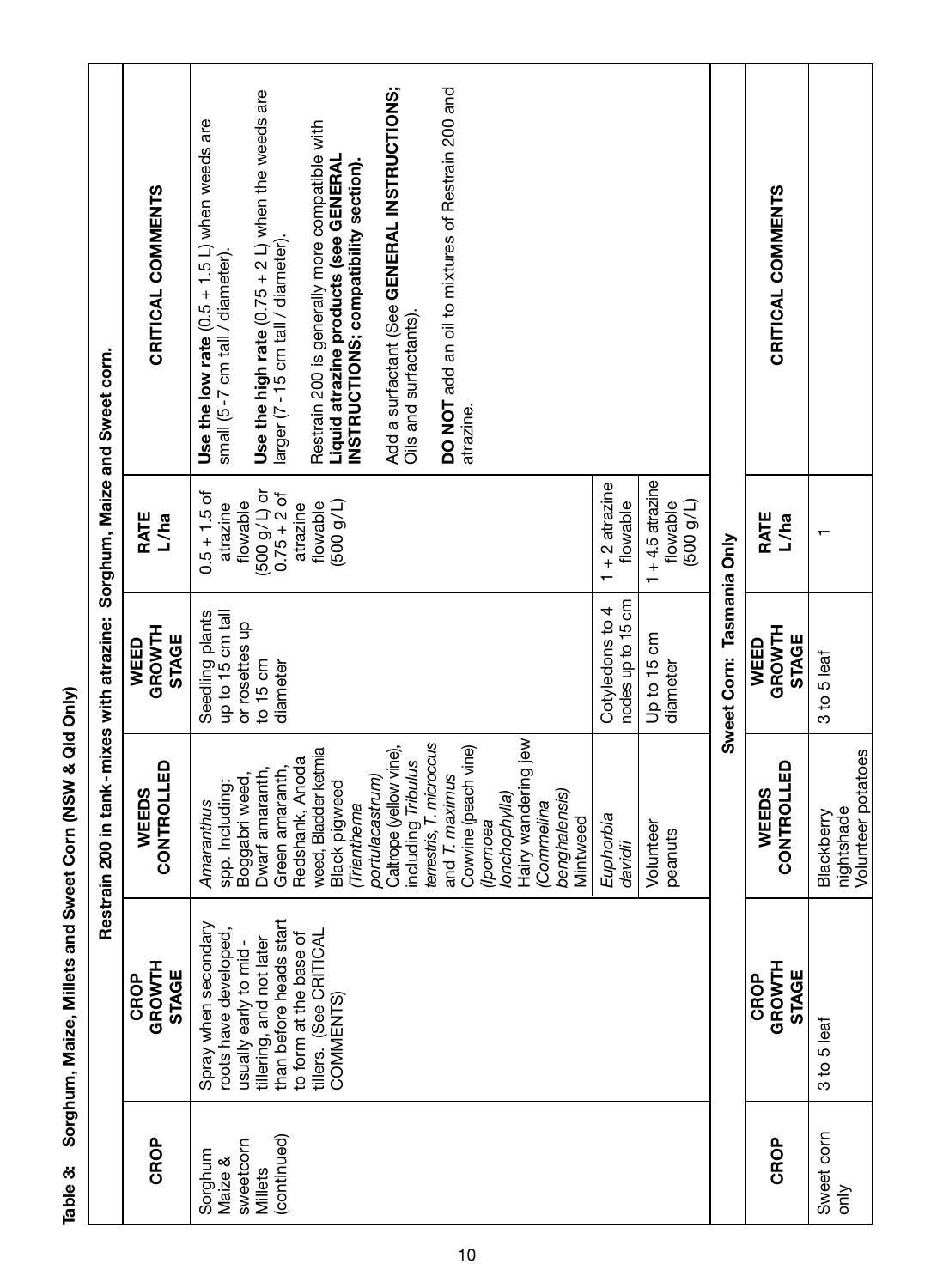**Table 3: Sorghum, Maize, Millets and Sweet Corn (NSW & Qld Only)**

| CROP | CROP GROWTH STAGE | WEEDS CONTROLLED | WEED GROWTH STAGE | RATE L/ha | CRITICAL COMMENTS |
|---|---|---|---|---|---|
| **Restrain 200 in tank-mixes with atrazine: Sorghum, Maize and Sweet corn.** | | | | | |
| Sorghum Maize & sweetcorn Millets (continued) | Spray when secondary roots have developed, usually early to mid-tillering, and not later than before heads start to form at the base of tillers. (See CRITICAL COMMENTS) | *Amaranthus* spp. Including: Boggabri weed, Dwarf amaranth, Green amaranth, Redshank, Anoda weed, Bladder ketmia Black pigweed (*Trianthema portulacastrum*) Caltrope (yellow vine), including *Tribulus terrestris*, *T. micrococcus* and *T. maximus* Cowvine (peach vine) (*Ipomoea lonchophylla*) Hairy wandering jew (*Commelina benghalensis*) Mintweed | Seedling plants up to 15 cm tall or rosettes up to 15 cm diameter | 0.5 + 1.5 of atrazine flowable (500 g/L) or 0.75 + 2 of atrazine flowable (500 g/L) | **Use the low rate** (0.5 + 1.5 L) when weeds are small (5-7 cm tall / diameter).<br><br>**Use the high rate** (0.75 + 2 L) when the weeds are larger (7-15 cm tall / diameter).<br><br>Restrain 200 is generally more compatible with **Liquid atrazine products (see GENERAL INSTRUCTIONS; compatibility section).**<br><br>Add a surfactant (See **GENERAL INSTRUCTIONS;** Oils and surfactants).<br><br>**DO NOT** add an oil to mixtures of Restrain 200 and atrazine. |
| | | *Euphorbia davidii* | Cotyledons to 4 nodes up to 15 cm | 1 + 2 atrazine flowable | |
| | | Volunteer peanuts | Up to 15 cm diameter | 1 + 4.5 atrazine flowable (500 g/L) | |
| **Sweet Corn: Tasmania Only** | | | | | |
| **CROP** | **CROP GROWTH STAGE** | **WEEDS CONTROLLED** | **WEED GROWTH STAGE** | **RATE L/ha** | **CRITICAL COMMENTS** |
| Sweet corn only | 3 to 5 leaf | Blackberry nightshade Volunteer potatoes | 3 to 5 leaf | 1 | |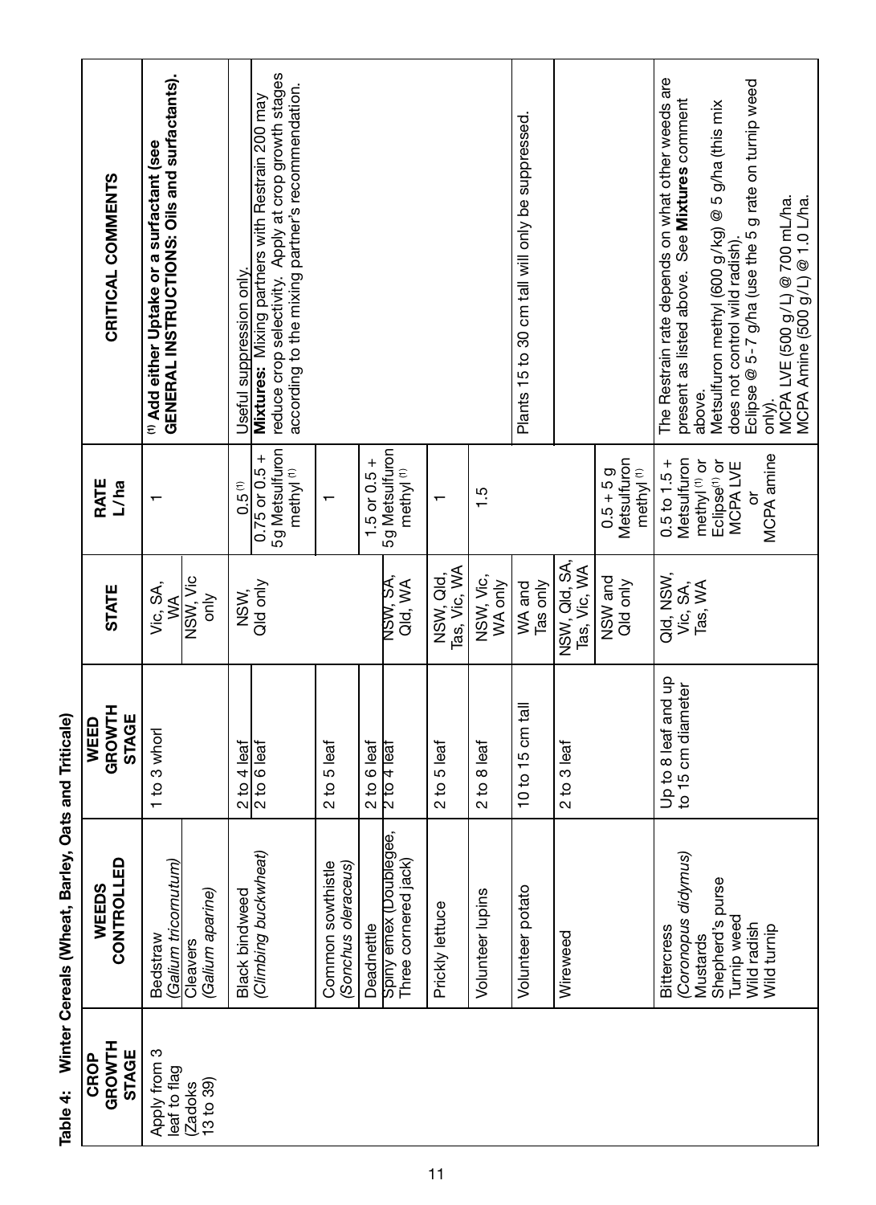**Table 4: Winter Cereals (Wheat, Barley, Oats and Triticale)**

| CROP GROWTH STAGE | WEEDS CONTROLLED | WEED GROWTH STAGE | STATE | RATE L/ha | CRITICAL COMMENTS |
|---|---|---|---|---|---|
| Apply from 3 leaf to flag (Zadoks 13 to 39) | Bedstraw (*Galium tricornutum*) | 1 to 3 whorl | Vic, SA, WA | 1 | [(1)] **Add either Uptake or a surfactant (see GENERAL INSTRUCTIONS: Oils and surfactants).** |
| | Cleavers (*Galium aparine*) | | NSW, Vic only | | |
| | Black bindweed (*Climbing buckwheat*) | 2 to 4 leaf | NSW, Qld only | 0.5 [(1)] | Useful suppression only. |
| | | 2 to 6 leaf | | 0.75 or 0.5 + 5g Metsulfuron methyl [(1)] | **Mixtures:** Mixing partners with Restrain 200 may reduce crop selectivity. Apply at crop growth stages according to the mixing partner's recommendation. |
| | Common sowthistle (*Sonchus oleraceus*) | 2 to 5 leaf | | 1 | |
| | Deadnettle | 2 to 6 leaf | | | |
| | Spiny emex (Doublegee, Three cornered jack) | 2 to 4 leaf | NSW, SA, Qld, WA | 1.5 or 0.5 + 5g Metsulfuron methyl [(1)] | |
| | Prickly lettuce | 2 to 5 leaf | NSW, Qld, Tas, Vic, WA | 1 | |
| | Volunteer lupins | 2 to 8 leaf | NSW, Vic, WA only | 1.5 | |
| | Volunteer potato | 10 to 15 cm tall | WA and Tas only | | Plants 15 to 30 cm tall will only be suppressed. |
| | Wireweed | 2 to 3 leaf | NSW, Qld, SA, Tas, Vic, WA | | |
| | | | NSW and Qld only | 0.5 + 5 g Metsulfuron methyl [(1)] | |
| | Bittercress (*Coronopus didymus*) Mustards Shepherd's purse Turnip weed Wild radish Wild turnip | Up to 8 leaf and up to 15 cm diameter | Qld, NSW, Vic, SA, Tas, WA | 0.5 to 1.5 + Metsulfuron methyl [(1)] or Eclipse[(1)] or MCPA LVE or MCPA amine | The Restrain rate depends on what other weeds are present as listed above. See **Mixtures** comment above. Metsulfuron methyl (600 g/kg) @ 5 g/ha (this mix does not control wild radish). Eclipse @ 5-7 g/ha (use the 5 g rate on turnip weed only). MCPA LVE (500 g/L) @ 700 mL/ha. MCPA Amine (500 g/L) @ 1.0 L/ha. |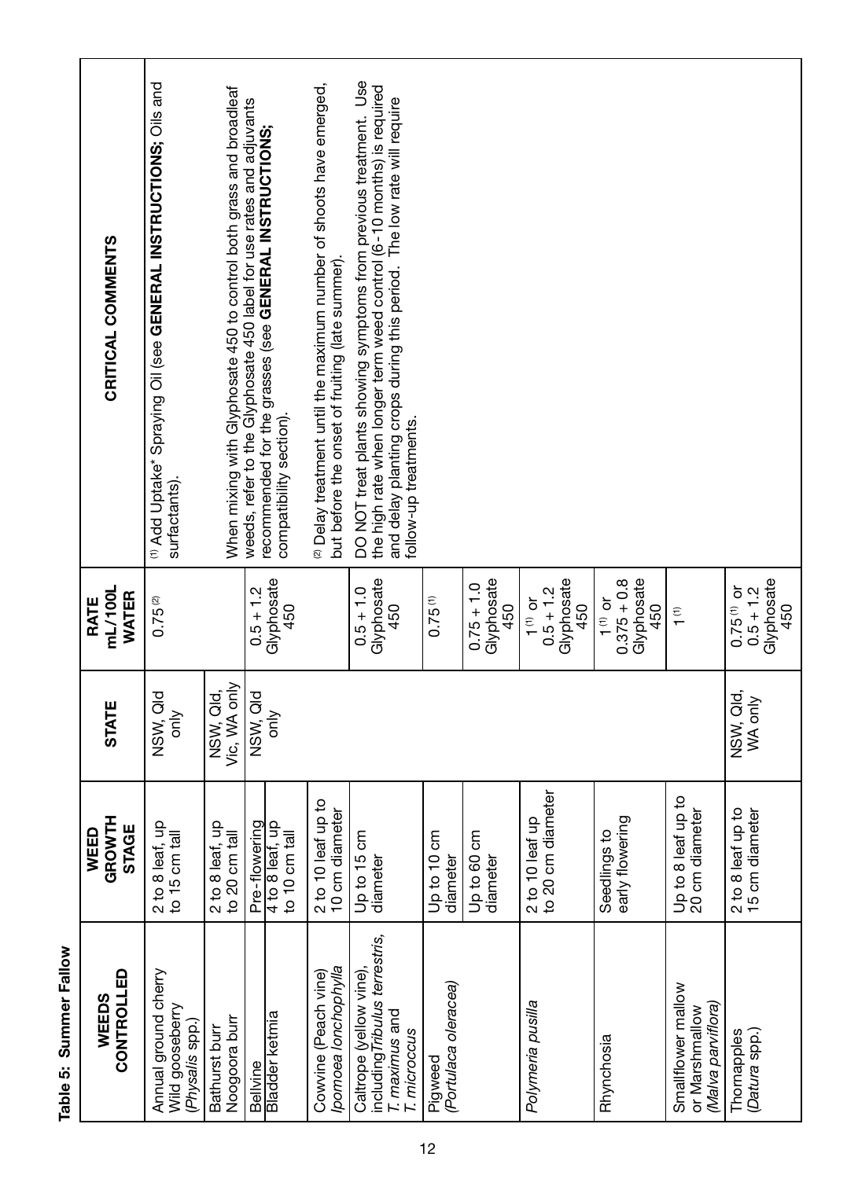**Table 5: Summer Fallow**

| WEEDS CONTROLLED | WEED GROWTH STAGE | STATE | RATE mL/100L WATER | CRITICAL COMMENTS |
|---|---|---|---|---|
| Annual ground cherry<br>Wild gooseberry<br>(*Physalis* spp.) | 2 to 8 leaf, up to 15 cm tall | NSW, Qld only | 0.75 [2] | [1] Add Uptake* Spraying Oil (see **GENERAL INSTRUCTIONS;** Oils and surfactants).<br><br>When mixing with Glyphosate 450 to control both grass and broadleaf weeds, refer to the Glyphosate 450 label for use rates and adjuvants recommended for the grasses (see **GENERAL INSTRUCTIONS;** compatibility section).<br><br>[2] Delay treatment until the maximum number of shoots have emerged, but before the onset of fruiting (late summer).<br><br>DO NOT treat plants showing symptoms from previous treatment. Use the high rate when longer term weed control (6-10 months) is required and delay planting crops during this period. The low rate will require follow-up treatments. |
| Bathurst burr<br>Noogoora burr | 2 to 8 leaf, up to 20 cm tall | NSW, Qld, Vic, WA only | | |
| Bellvine | Pre-flowering | NSW, Qld only | 0.5 + 1.2 Glyphosate 450 | |
| Bladder ketmia | 4 to 8 leaf, up to 10 cm tall | | | |
| Cowvine (Peach vine)<br>*Ipomoea lonchophylla* | 2 to 10 leaf up to 10 cm diameter | | | |
| Caltrope (yellow vine), including *Tribulus terrestris*, *T. maximus* and *T. micrococcus* | Up to 15 cm diameter | | 0.5 + 1.0 Glyphosate 450 | |
| Pigweed<br>(*Portulaca oleracea*) | Up to 10 cm diameter | | 0.75 [1] | |
| | Up to 60 cm diameter | | 0.75 + 1.0 Glyphosate 450 | |
| *Polymeria pusilla* | 2 to 10 leaf up to 20 cm diameter | | 1 [1] or 0.5 + 1.2 Glyphosate 450 | |
| Rhynchosia | Seedlings to early flowering | | 1 [1] or 0.375 + 0.8 Glyphosate 450 | |
| Smallflower mallow or Marshmallow<br>(*Malva parviflora*) | Up to 8 leaf up to 20 cm diameter | | 1 [1] | |
| Thornapples<br>(*Datura* spp.) | 2 to 8 leaf up to 15 cm diameter | NSW, Qld, WA only | 0.75 [1] or 0.5 + 1.2 Glyphosate 450 | |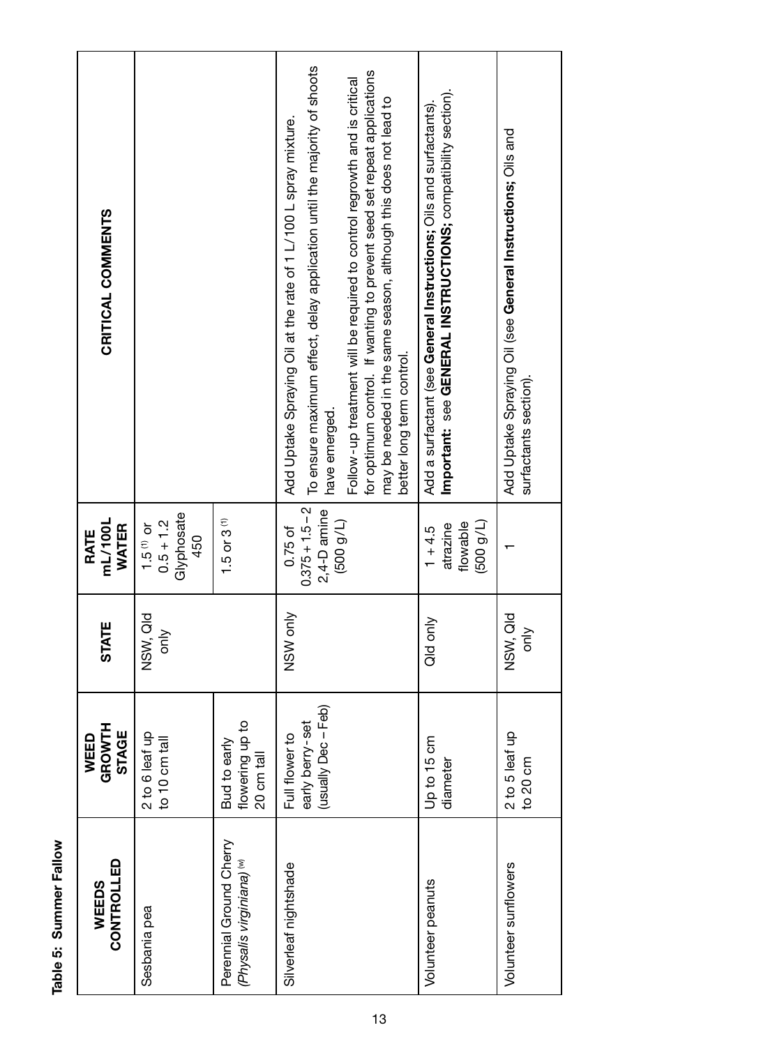**Table 5: Summer Fallow**

| WEEDS CONTROLLED | WEED GROWTH STAGE | STATE | RATE mL/100L WATER | CRITICAL COMMENTS |
|---|---|---|---|---|
| Sesbania pea | 2 to 6 leaf up to 10 cm tall | NSW, Qld only | 1.5 [(1)] or 0.5 + 1.2 Glyphosate 450 | |
| Perennial Ground Cherry *(Physalis virginiana)* [(w)] | Bud to early flowering up to 20 cm tall | | 1.5 or 3 [(1)] | |
| Silverleaf nightshade | Full flower to early berry-set (usually Dec – Feb) | NSW only | 0.75 of 0.375 + 1.5 – 2 2,4-D amine (500 g/L) | Add Uptake Spraying Oil at the rate of 1 L/100 L spray mixture. To ensure maximum effect, delay application until the majority of shoots have emerged. Follow-up treatment will be required to control regrowth and is critical for optimum control. If wanting to prevent seed set repeat applications may be needed in the same season, although this does not lead to better long term control. |
| Volunteer peanuts | Up to 15 cm diameter | Qld only | 1 + 4.5 atrazine flowable (500 g/L) | Add a surfactant (see **General Instructions;** Oils and surfactants). **Important:** see **GENERAL INSTRUCTIONS;** compatibility section). |
| Volunteer sunflowers | 2 to 5 leaf up to 20 cm | NSW, Qld only | 1 | Add Uptake Spraying Oil (see **General Instructions;** Oils and surfactants section). |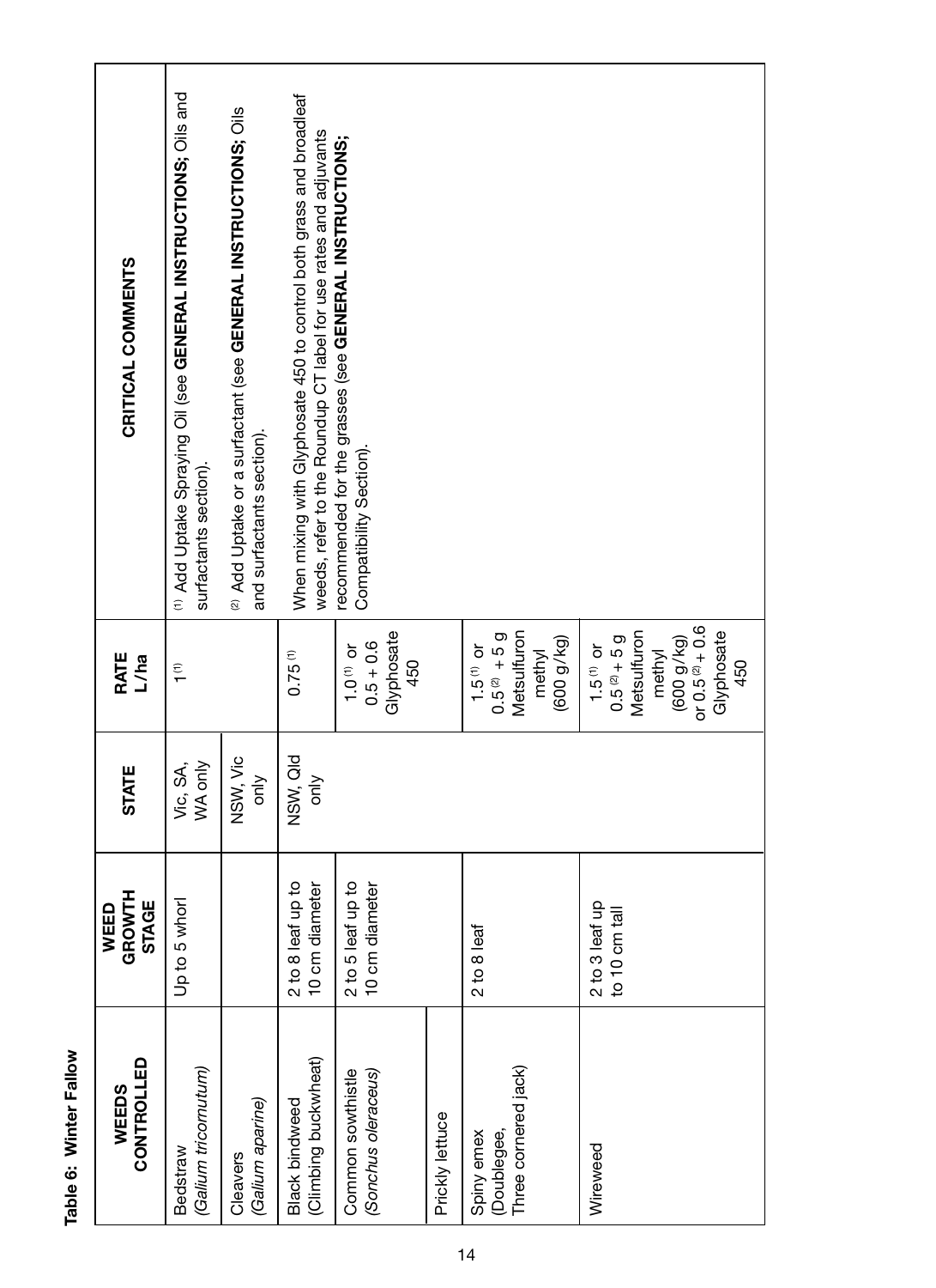**Table 6: Winter Fallow**

| WEEDS CONTROLLED | WEED GROWTH STAGE | STATE | RATE L/ha | CRITICAL COMMENTS |
|---|---|---|---|---|
| Bedstraw (*Galium tricornutum*) | Up to 5 whorl | Vic, SA, WA only | 1 [1] | [1] Add Uptake Spraying Oil (see **GENERAL INSTRUCTIONS;** Oils and surfactants section). |
| Cleavers (*Galium aparine*) | | NSW, Vic only | | [2] Add Uptake or a surfactant (see **GENERAL INSTRUCTIONS;** Oils and surfactants section). |
| Black bindweed (Climbing buckwheat) | 2 to 8 leaf up to 10 cm diameter | NSW, Qld only | 0.75 [1] | When mixing with Glyphosate 450 to control both grass and broadleaf weeds, refer to the Roundup CT label for use rates and adjuvants recommended for the grasses (see **GENERAL INSTRUCTIONS;** Compatibility Section). |
| Common sowthistle (*Sonchus oleraceus*) | 2 to 5 leaf up to 10 cm diameter | | 1.0 [1] or 0.5 + 0.6 Glyphosate 450 | |
| Prickly lettuce | | | | |
| Spiny emex (Doublegee, Three cornered jack) | 2 to 8 leaf | | 1.5 [1] or 0.5 [2] + 5 g Metsulfuron methyl (600 g/kg) | |
| Wireweed | 2 to 3 leaf up to 10 cm tall | | 1.5 [1] or 0.5 [2] + 5 g Metsulfuron methyl (600 g/kg) or 0.5 [2] + 0.6 Glyphosate 450 | |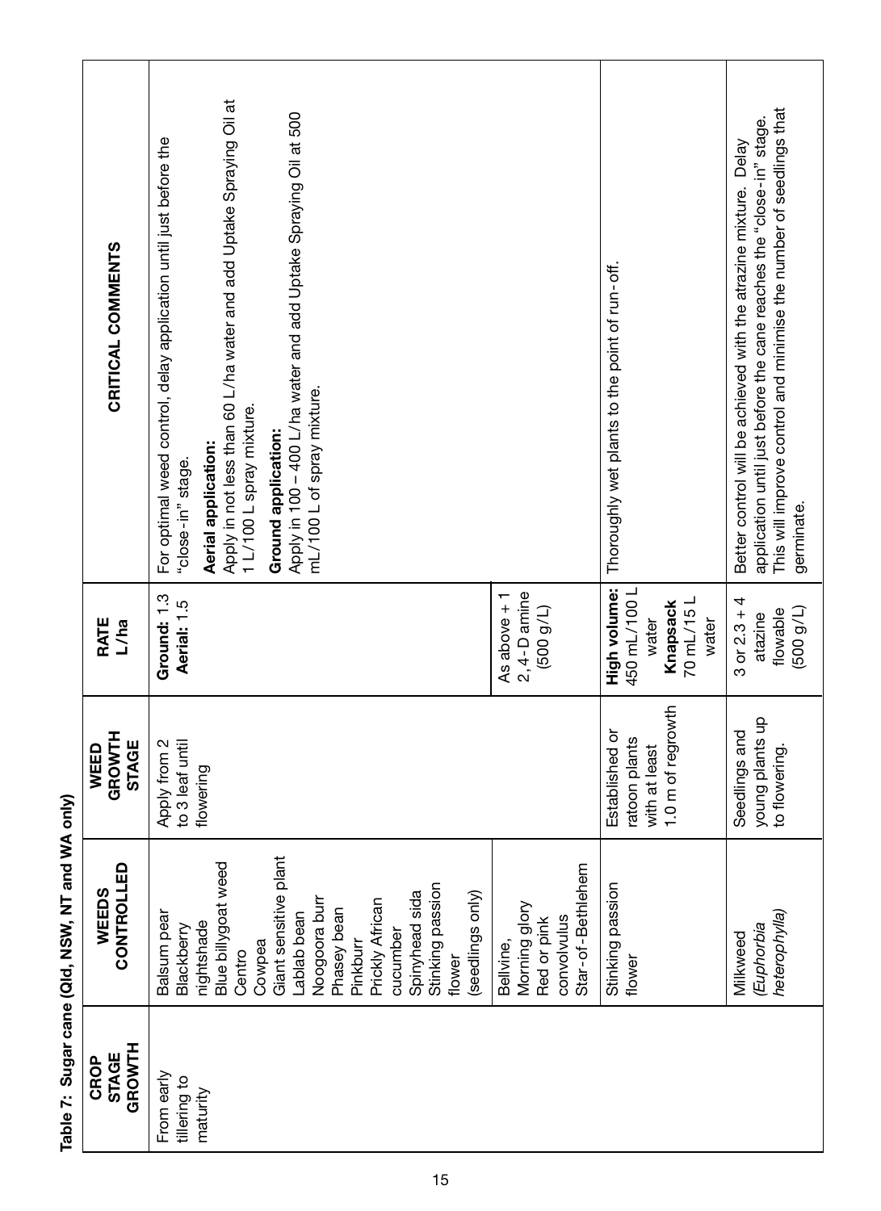**Table 7: Sugar cane (Qld, NSW, NT and WA only)**

| CROP STAGE GROWTH | WEEDS CONTROLLED | WEED GROWTH STAGE | RATE L/ha | CRITICAL COMMENTS |
|---|---|---|---|---|
| From early tillering to maturity | Balsum pear<br>Blackberry nightshade<br>Blue billygoat weed<br>Centro<br>Cowpea<br>Giant sensitive plant<br>Lablab bean<br>Noogoora burr<br>Phasey bean<br>Pinkburr<br>Prickly African cucumber<br>Spinyhead sida<br>Stinking passion flower (seedlings only) | Apply from 2 to 3 leaf until flowering | **Ground:** 1.3<br>**Aerial:** 1.5 | For optimal weed control, delay application until just before the "close-in" stage.<br>**Aerial application:**<br>Apply in not less than 60 L/ha water and add Uptake Spraying Oil at 1 L/100 L spray mixture.<br>**Ground application:**<br>Apply in 100 – 400 L/ha water and add Uptake Spraying Oil at 500 mL/100 L of spray mixture. |
| | Bellvine,<br>Morning glory<br>Red or pink convolvulus<br>Star-of-Bethlehem | | As above + 1 2,4-D amine (500 g/L) | |
| | Stinking passion flower | Established or ratoon plants with at least 1.0 m of regrowth | **High volume:** 450 mL/100 L water<br>**Knapsack** 70 mL/15 L water | Thoroughly wet plants to the point of run-off. |
| | Milkweed *(Euphorbia heterophylla)* | Seedlings and young plants up to flowering. | 3 or 2.3 + 4 atazine flowable (500 g/L) | Better control will be achieved with the atrazine mixture. Delay application until just before the cane reaches the "close-in" stage. This will improve control and minimise the number of seedlings that germinate. |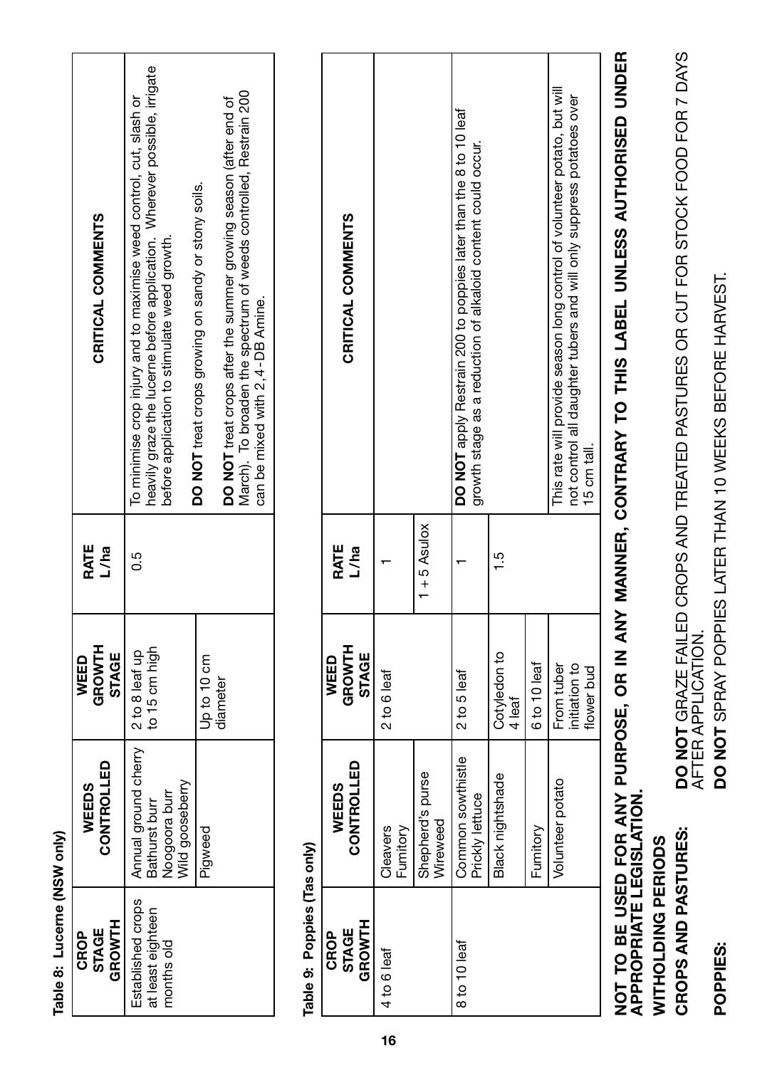**Table 8: Lucerne (NSW only)**

| CROP STAGE GROWTH | WEEDS CONTROLLED | WEED GROWTH STAGE | RATE L/ha | CRITICAL COMMENTS |
|---|---|---|---|---|
| Established crops at least eighteen months old | Annual ground cherry<br>Bathurst burr<br>Noogoora burr<br>Wild gooseberry | 2 to 8 leaf up to 15 cm high | 0.5 | To minimise crop injury and to maximise weed control, cut, slash or heavily graze the lucerne before application. Wherever possible, irrigate before application to stimulate weed growth.<br>**DO NOT** treat crops growing on sandy or stony soils.<br>**DO NOT** treat crops after the summer growing season (after end of March). To broaden the spectrum of weeds controlled, Restrain 200 can be mixed with 2,4-DB Amine. |
| | Pigweed | Up to 10 cm diameter | | |

**Table 9: Poppies (Tas only)**

| CROP STAGE GROWTH | WEEDS CONTROLLED | WEED GROWTH STAGE | RATE L/ha | CRITICAL COMMENTS |
|---|---|---|---|---|
| 4 to 6 leaf | Cleavers<br>Fumitory | 2 to 6 leaf | 1 | |
| | Shepherd's purse<br>Wireweed | | 1 + 5 Asulox | |
| 8 to 10 leaf | Common sowthistle<br>Prickly lettuce | 2 to 5 leaf | 1 | **DO NOT** apply Restrain 200 to poppies later than the 8 to 10 leaf growth stage as a reduction of alkaloid content could occur. |
| | Black nightshade | Cotyledon to 4 leaf | 1.5 | |
| | Fumitory | 6 to 10 leaf | | |
| | Volunteer potato | From tuber initiation to flower bud | | This rate will provide season long control of volunteer potato, but will not control all daughter tubers and will only suppress potatoes over 15 cm tall. |

**NOT TO BE USED FOR ANY PURPOSE, OR IN ANY MANNER, CONTRARY TO THIS LABEL UNLESS AUTHORISED UNDER APPROPRIATE LEGISLATION.**

**WITHOLDING PERIODS**

**CROPS AND PASTURES:** **DO NOT** GRAZE FAILED CROPS AND TREATED PASTURES OR CUT FOR STOCK FOOD FOR 7 DAYS AFTER APPLICATION.

**POPPIES:** **DO NOT** SPRAY POPPIES LATER THAN 10 WEEKS BEFORE HARVEST.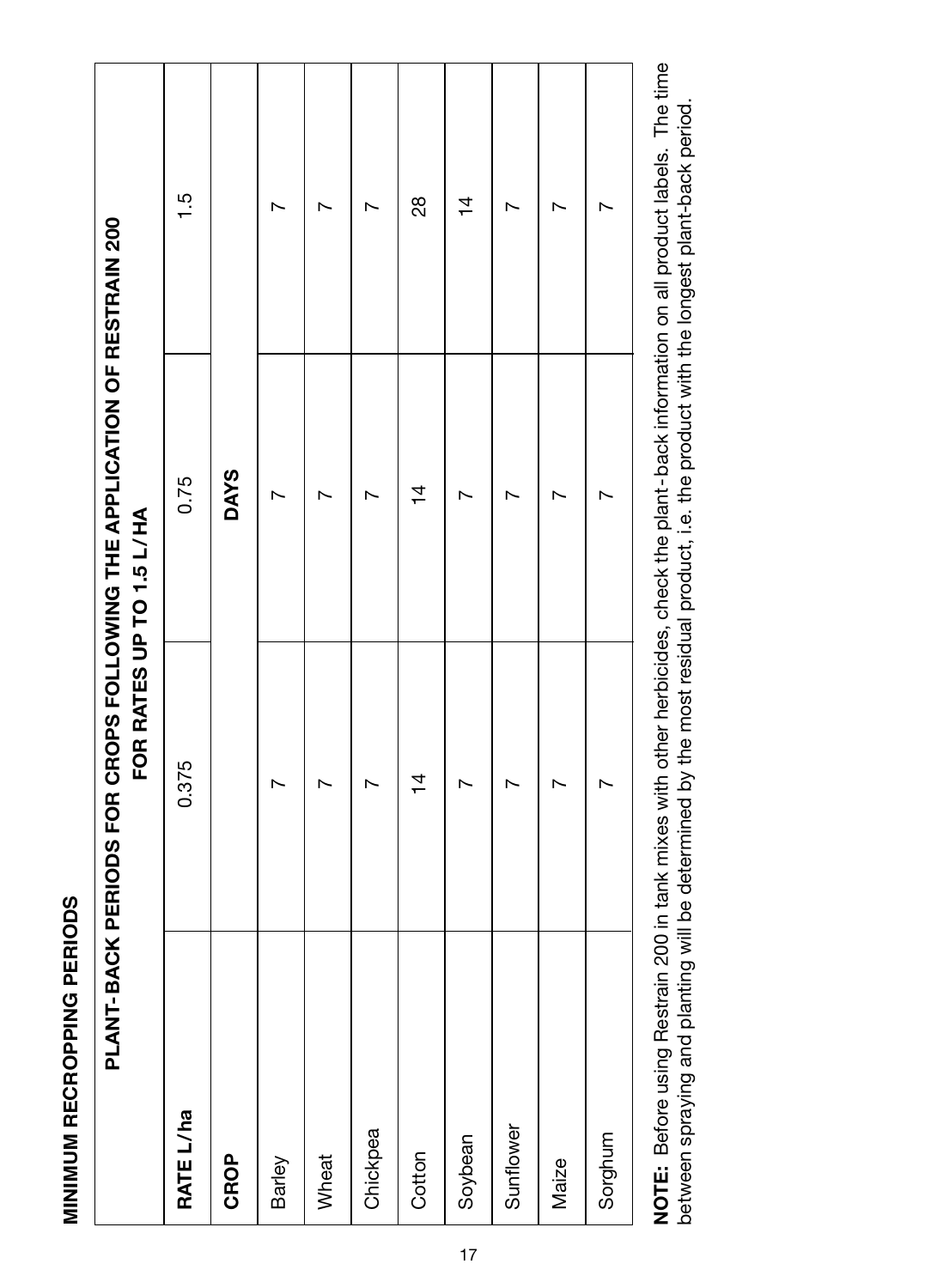## MINIMUM RECROPPING PERIODS

| PLANT-BACK PERIODS FOR CROPS FOLLOWING THE APPLICATION OF RESTRAIN 200 FOR RATES UP TO 1.5 L/HA | | | |
|---|---|---|---|
| **RATE L/ha** | 0.375 | 0.75 | 1.5 |
| **CROP** | | **DAYS** | |
| Barley | 7 | 7 | 7 |
| Wheat | 7 | 7 | 7 |
| Chickpea | 7 | 7 | 7 |
| Cotton | 14 | 14 | 28 |
| Soybean | 7 | 7 | 14 |
| Sunflower | 7 | 7 | 7 |
| Maize | 7 | 7 | 7 |
| Sorghum | 7 | 7 | 7 |

**NOTE:** Before using Restrain 200 in tank mixes with other herbicides, check the plant-back information on all product labels. The time between spraying and planting will be determined by the most residual product, i.e. the product with the longest plant-back period.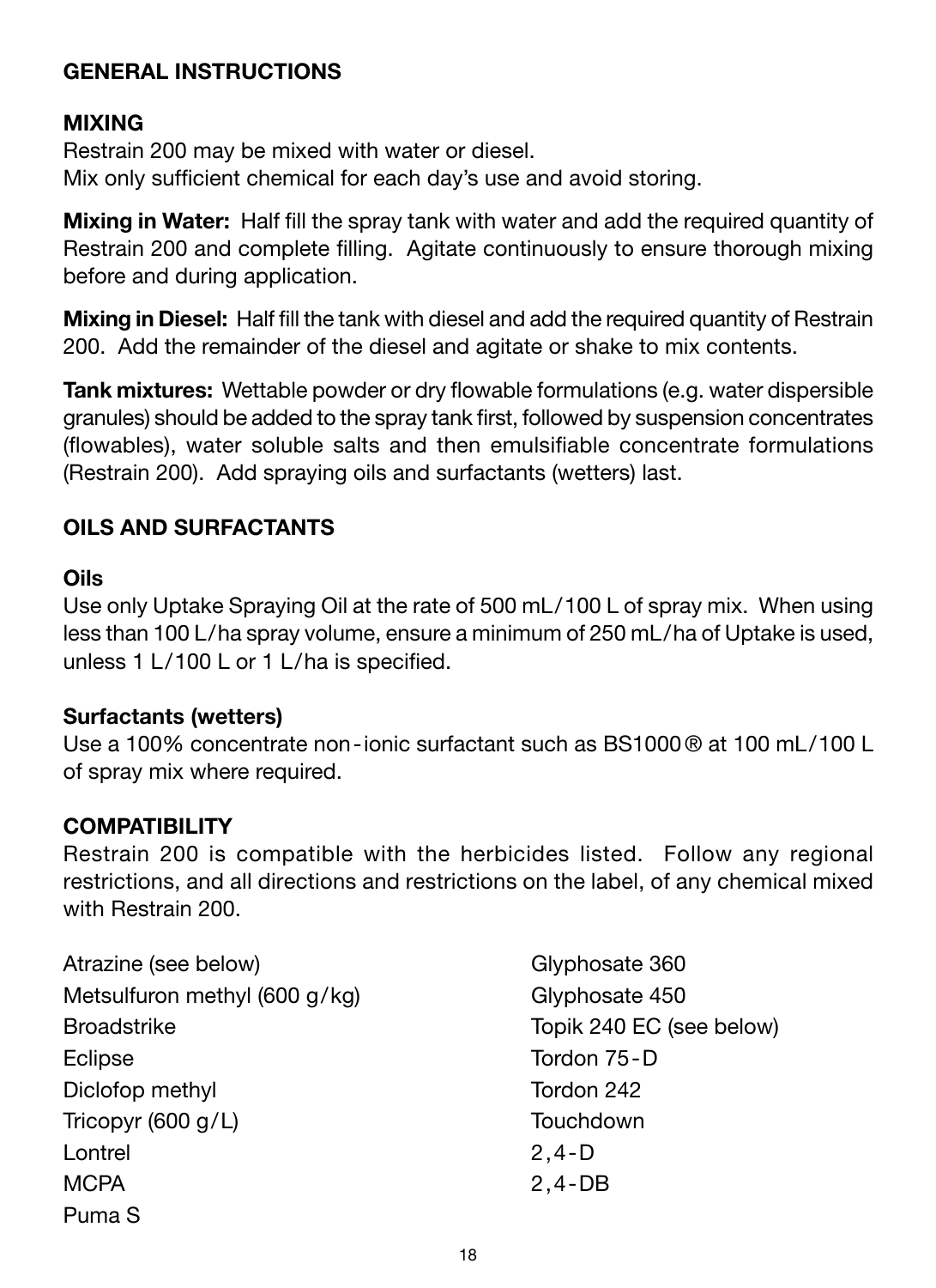## GENERAL INSTRUCTIONS

### MIXING

Restrain 200 may be mixed with water or diesel.
Mix only sufficient chemical for each day's use and avoid storing.

**Mixing in Water:** Half fill the spray tank with water and add the required quantity of Restrain 200 and complete filling. Agitate continuously to ensure thorough mixing before and during application.

**Mixing in Diesel:** Half fill the tank with diesel and add the required quantity of Restrain 200. Add the remainder of the diesel and agitate or shake to mix contents.

**Tank mixtures:** Wettable powder or dry flowable formulations (e.g. water dispersible granules) should be added to the spray tank first, followed by suspension concentrates (flowables), water soluble salts and then emulsifiable concentrate formulations (Restrain 200). Add spraying oils and surfactants (wetters) last.

### OILS AND SURFACTANTS

**Oils**
Use only Uptake Spraying Oil at the rate of 500 mL/100 L of spray mix. When using less than 100 L/ha spray volume, ensure a minimum of 250 mL/ha of Uptake is used, unless 1 L/100 L or 1 L/ha is specified.

**Surfactants (wetters)**
Use a 100% concentrate non-ionic surfactant such as BS1000® at 100 mL/100 L of spray mix where required.

### COMPATIBILITY

Restrain 200 is compatible with the herbicides listed. Follow any regional restrictions, and all directions and restrictions on the label, of any chemical mixed with Restrain 200.

- Atrazine (see below)
- Metsulfuron methyl (600 g/kg)
- Broadstrike
- Eclipse
- Diclofop methyl
- Tricopyr (600 g/L)
- Lontrel
- MCPA
- Puma S
- Glyphosate 360
- Glyphosate 450
- Topik 240 EC (see below)
- Tordon 75-D
- Tordon 242
- Touchdown
- 2,4-D
- 2,4-DB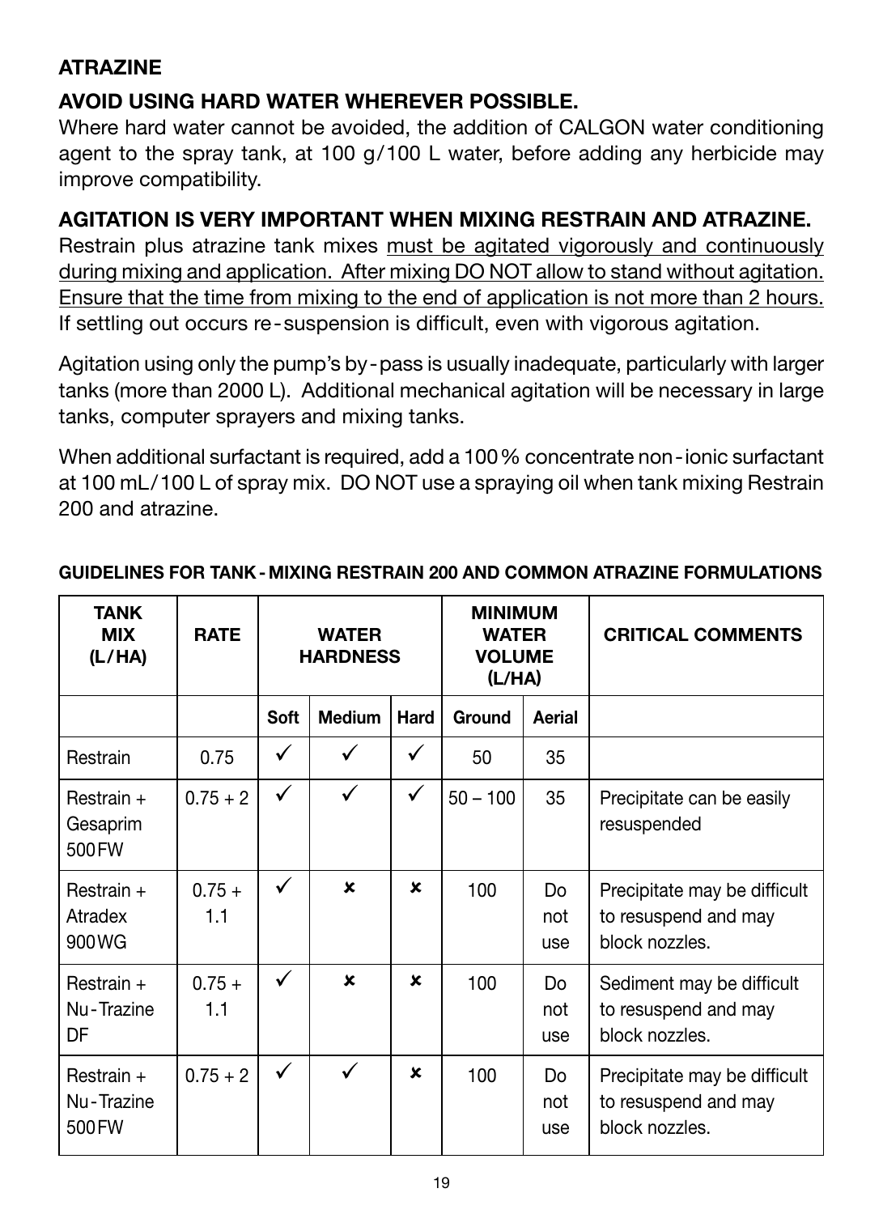## ATRAZINE

### AVOID USING HARD WATER WHEREVER POSSIBLE.

Where hard water cannot be avoided, the addition of CALGON water conditioning agent to the spray tank, at 100 g/100 L water, before adding any herbicide may improve compatibility.

### AGITATION IS VERY IMPORTANT WHEN MIXING RESTRAIN AND ATRAZINE.

Restrain plus atrazine tank mixes <u>must be agitated vigorously and continuously during mixing and application. After mixing DO NOT allow to stand without agitation. Ensure that the time from mixing to the end of application is not more than 2 hours.</u> If settling out occurs re-suspension is difficult, even with vigorous agitation.

Agitation using only the pump's by-pass is usually inadequate, particularly with larger tanks (more than 2000 L). Additional mechanical agitation will be necessary in large tanks, computer sprayers and mixing tanks.

When additional surfactant is required, add a 100% concentrate non-ionic surfactant at 100 mL/100 L of spray mix. DO NOT use a spraying oil when tank mixing Restrain 200 and atrazine.

**GUIDELINES FOR TANK-MIXING RESTRAIN 200 AND COMMON ATRAZINE FORMULATIONS**

| TANK MIX (L/HA) | RATE | WATER HARDNESS | | | MINIMUM WATER VOLUME (L/HA) | | CRITICAL COMMENTS |
|---|---|---|---|---|---|---|---|
| | | Soft | Medium | Hard | Ground | Aerial | |
| Restrain | 0.75 | ✓ | ✓ | ✓ | 50 | 35 | |
| Restrain + Gesaprim 500FW | 0.75 + 2 | ✓ | ✓ | ✓ | 50 – 100 | 35 | Precipitate can be easily resuspended |
| Restrain + Atradex 900WG | 0.75 + 1.1 | ✓ | ✗ | ✗ | 100 | Do not use | Precipitate may be difficult to resuspend and may block nozzles. |
| Restrain + Nu-Trazine DF | 0.75 + 1.1 | ✓ | ✗ | ✗ | 100 | Do not use | Sediment may be difficult to resuspend and may block nozzles. |
| Restrain + Nu-Trazine 500FW | 0.75 + 2 | ✓ | ✓ | ✗ | 100 | Do not use | Precipitate may be difficult to resuspend and may block nozzles. |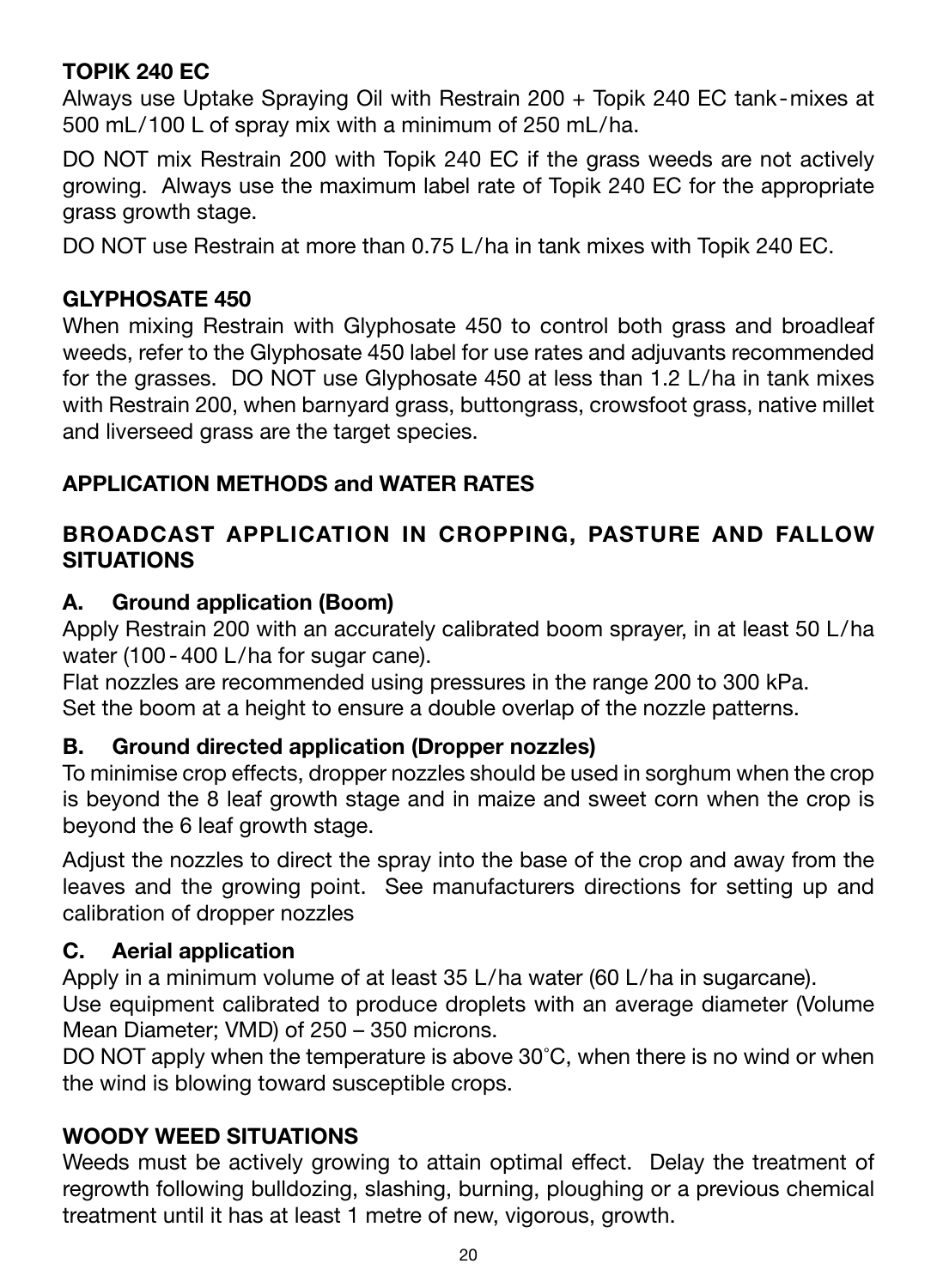**TOPIK 240 EC**

Always use Uptake Spraying Oil with Restrain 200 + Topik 240 EC tank-mixes at 500 mL/100 L of spray mix with a minimum of 250 mL/ha.

DO NOT mix Restrain 200 with Topik 240 EC if the grass weeds are not actively growing. Always use the maximum label rate of Topik 240 EC for the appropriate grass growth stage.

DO NOT use Restrain at more than 0.75 L/ha in tank mixes with Topik 240 EC.

**GLYPHOSATE 450**

When mixing Restrain with Glyphosate 450 to control both grass and broadleaf weeds, refer to the Glyphosate 450 label for use rates and adjuvants recommended for the grasses. DO NOT use Glyphosate 450 at less than 1.2 L/ha in tank mixes with Restrain 200, when barnyard grass, buttongrass, crowsfoot grass, native millet and liverseed grass are the target species.

## APPLICATION METHODS and WATER RATES

### BROADCAST APPLICATION IN CROPPING, PASTURE AND FALLOW SITUATIONS

**A. Ground application (Boom)**

Apply Restrain 200 with an accurately calibrated boom sprayer, in at least 50 L/ha water (100 - 400 L/ha for sugar cane).
Flat nozzles are recommended using pressures in the range 200 to 300 kPa.
Set the boom at a height to ensure a double overlap of the nozzle patterns.

**B. Ground directed application (Dropper nozzles)**

To minimise crop effects, dropper nozzles should be used in sorghum when the crop is beyond the 8 leaf growth stage and in maize and sweet corn when the crop is beyond the 6 leaf growth stage.

Adjust the nozzles to direct the spray into the base of the crop and away from the leaves and the growing point. See manufacturers directions for setting up and calibration of dropper nozzles

**C. Aerial application**

Apply in a minimum volume of at least 35 L/ha water (60 L/ha in sugarcane).
Use equipment calibrated to produce droplets with an average diameter (Volume Mean Diameter; VMD) of 250 – 350 microns.
DO NOT apply when the temperature is above 30˚C, when there is no wind or when the wind is blowing toward susceptible crops.

### WOODY WEED SITUATIONS

Weeds must be actively growing to attain optimal effect. Delay the treatment of regrowth following bulldozing, slashing, burning, ploughing or a previous chemical treatment until it has at least 1 metre of new, vigorous, growth.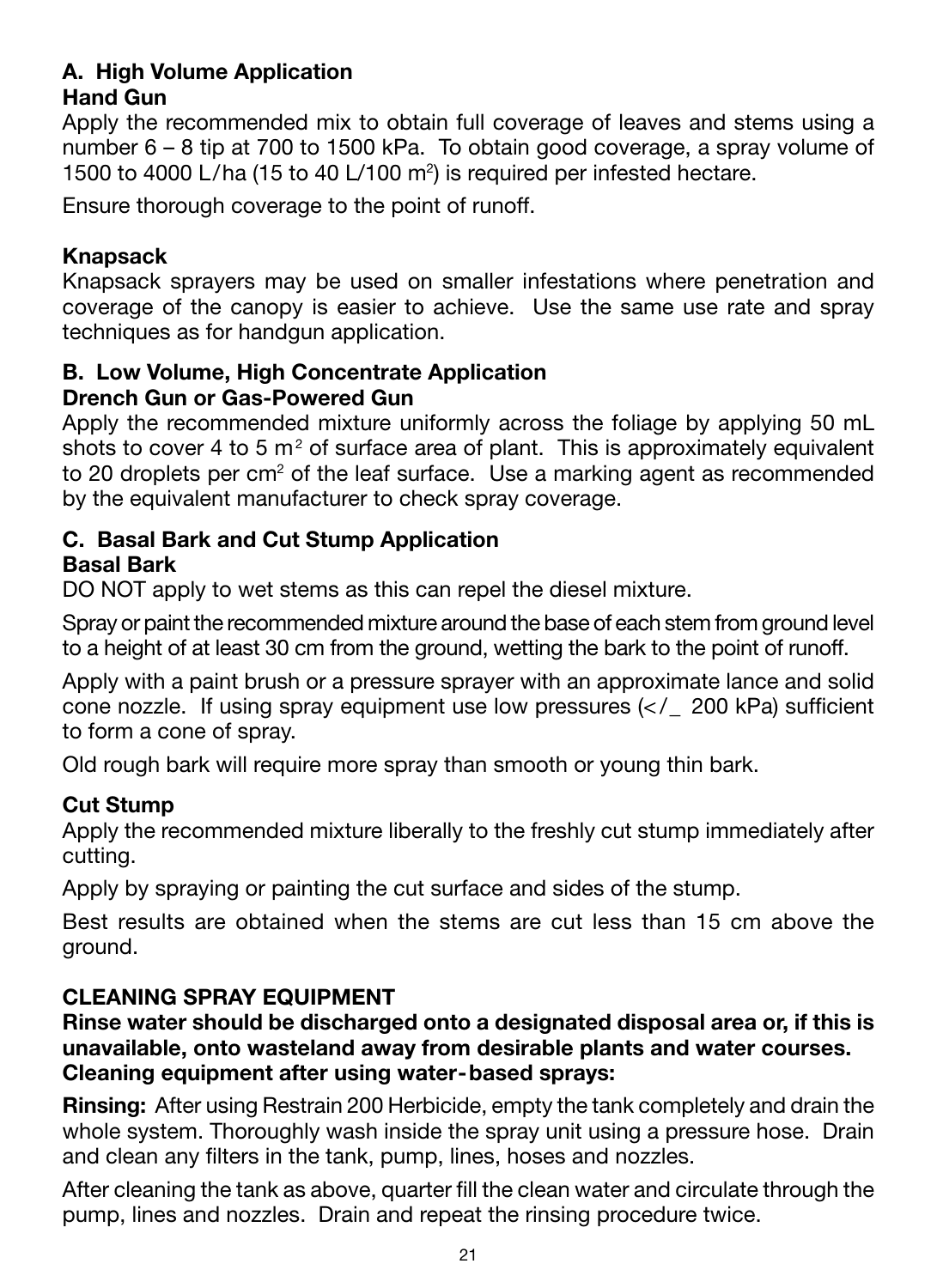## A. High Volume Application

### Hand Gun

Apply the recommended mix to obtain full coverage of leaves and stems using a number 6 – 8 tip at 700 to 1500 kPa. To obtain good coverage, a spray volume of 1500 to 4000 L/ha (15 to 40 L/100 $m^2$) is required per infested hectare.

Ensure thorough coverage to the point of runoff.

### Knapsack

Knapsack sprayers may be used on smaller infestations where penetration and coverage of the canopy is easier to achieve. Use the same use rate and spray techniques as for handgun application.

## B. Low Volume, High Concentrate Application

### Drench Gun or Gas-Powered Gun

Apply the recommended mixture uniformly across the foliage by applying 50 mL shots to cover 4 to 5 $m^2$ of surface area of plant. This is approximately equivalent to 20 droplets per $cm^2$ of the leaf surface. Use a marking agent as recommended by the equivalent manufacturer to check spray coverage.

## C. Basal Bark and Cut Stump Application

### Basal Bark

DO NOT apply to wet stems as this can repel the diesel mixture.

Spray or paint the recommended mixture around the base of each stem from ground level to a height of at least 30 cm from the ground, wetting the bark to the point of runoff.

Apply with a paint brush or a pressure sprayer with an approximate lance and solid cone nozzle. If using spray equipment use low pressures (</_ 200 kPa) sufficient to form a cone of spray.

Old rough bark will require more spray than smooth or young thin bark.

### Cut Stump

Apply the recommended mixture liberally to the freshly cut stump immediately after cutting.

Apply by spraying or painting the cut surface and sides of the stump.

Best results are obtained when the stems are cut less than 15 cm above the ground.

## CLEANING SPRAY EQUIPMENT

**Rinse water should be discharged onto a designated disposal area or, if this is unavailable, onto wasteland away from desirable plants and water courses.**
**Cleaning equipment after using water-based sprays:**

**Rinsing:** After using Restrain 200 Herbicide, empty the tank completely and drain the whole system. Thoroughly wash inside the spray unit using a pressure hose. Drain and clean any filters in the tank, pump, lines, hoses and nozzles.

After cleaning the tank as above, quarter fill the clean water and circulate through the pump, lines and nozzles. Drain and repeat the rinsing procedure twice.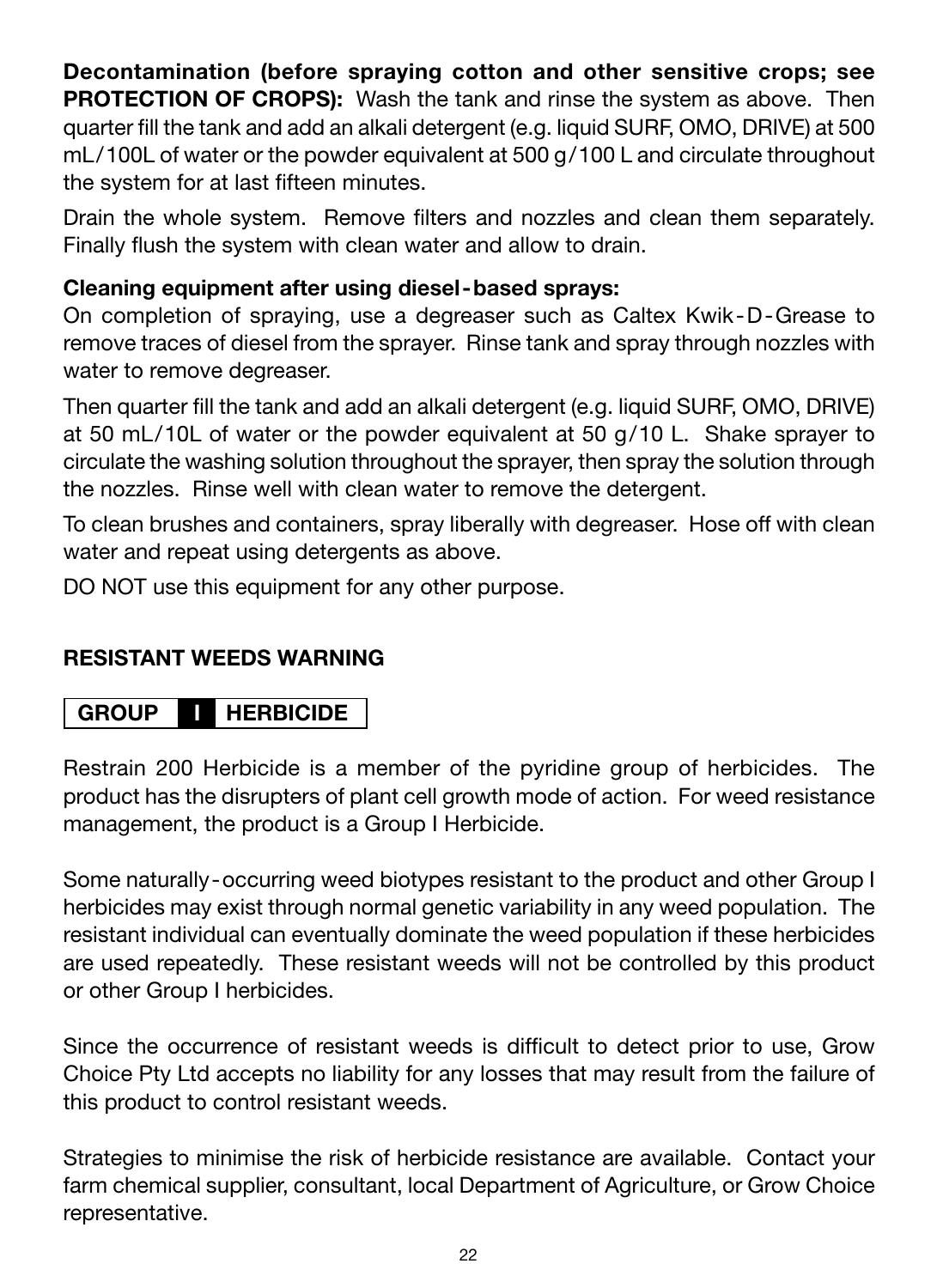**Decontamination (before spraying cotton and other sensitive crops; see PROTECTION OF CROPS):** Wash the tank and rinse the system as above. Then quarter fill the tank and add an alkali detergent (e.g. liquid SURF, OMO, DRIVE) at 500 mL/100L of water or the powder equivalent at 500 g/100 L and circulate throughout the system for at last fifteen minutes.

Drain the whole system. Remove filters and nozzles and clean them separately. Finally flush the system with clean water and allow to drain.

**Cleaning equipment after using diesel-based sprays:**
On completion of spraying, use a degreaser such as Caltex Kwik-D-Grease to remove traces of diesel from the sprayer. Rinse tank and spray through nozzles with water to remove degreaser.

Then quarter fill the tank and add an alkali detergent (e.g. liquid SURF, OMO, DRIVE) at 50 mL/10L of water or the powder equivalent at 50 g/10 L. Shake sprayer to circulate the washing solution throughout the sprayer, then spray the solution through the nozzles. Rinse well with clean water to remove the detergent.

To clean brushes and containers, spray liberally with degreaser. Hose off with clean water and repeat using detergents as above.

DO NOT use this equipment for any other purpose.

**RESISTANT WEEDS WARNING**

**GROUP I HERBICIDE**

Restrain 200 Herbicide is a member of the pyridine group of herbicides. The product has the disrupters of plant cell growth mode of action. For weed resistance management, the product is a Group I Herbicide.

Some naturally-occurring weed biotypes resistant to the product and other Group I herbicides may exist through normal genetic variability in any weed population. The resistant individual can eventually dominate the weed population if these herbicides are used repeatedly. These resistant weeds will not be controlled by this product or other Group I herbicides.

Since the occurrence of resistant weeds is difficult to detect prior to use, Grow Choice Pty Ltd accepts no liability for any losses that may result from the failure of this product to control resistant weeds.

Strategies to minimise the risk of herbicide resistance are available. Contact your farm chemical supplier, consultant, local Department of Agriculture, or Grow Choice representative.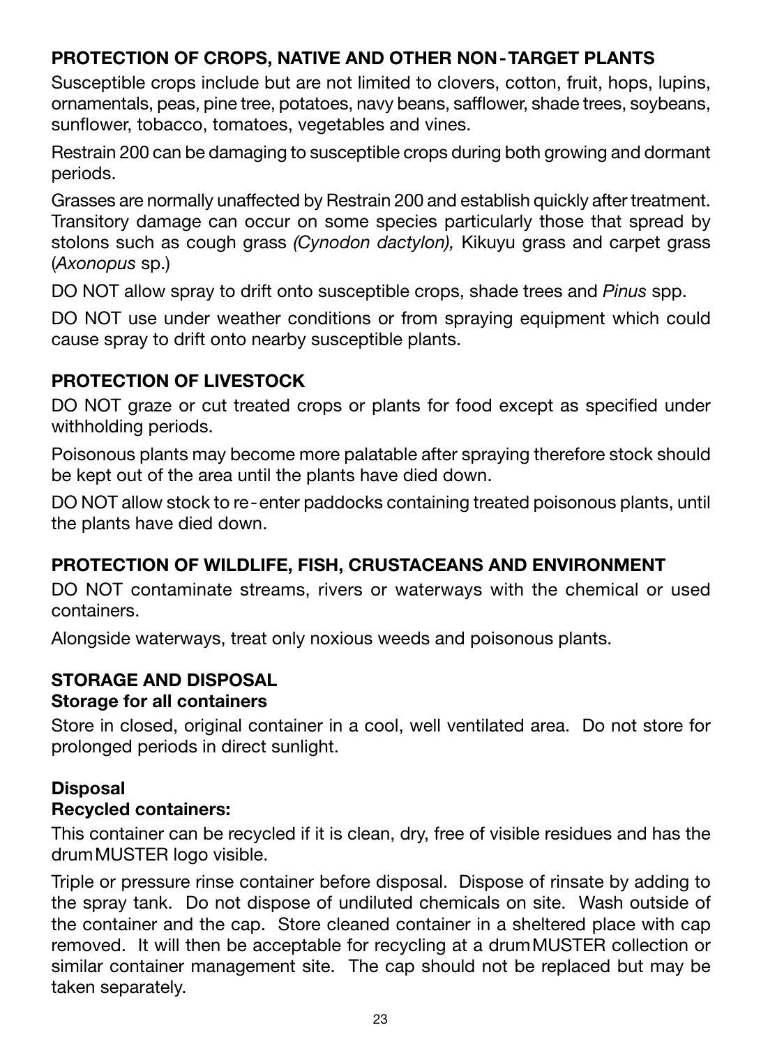## PROTECTION OF CROPS, NATIVE AND OTHER NON-TARGET PLANTS

Susceptible crops include but are not limited to clovers, cotton, fruit, hops, lupins, ornamentals, peas, pine tree, potatoes, navy beans, safflower, shade trees, soybeans, sunflower, tobacco, tomatoes, vegetables and vines.

Restrain 200 can be damaging to susceptible crops during both growing and dormant periods.

Grasses are normally unaffected by Restrain 200 and establish quickly after treatment. Transitory damage can occur on some species particularly those that spread by stolons such as cough grass *(Cynodon dactylon),* Kikuyu grass and carpet grass (*Axonopus* sp.)

DO NOT allow spray to drift onto susceptible crops, shade trees and *Pinus* spp.

DO NOT use under weather conditions or from spraying equipment which could cause spray to drift onto nearby susceptible plants.

## PROTECTION OF LIVESTOCK

DO NOT graze or cut treated crops or plants for food except as specified under withholding periods.

Poisonous plants may become more palatable after spraying therefore stock should be kept out of the area until the plants have died down.

DO NOT allow stock to re-enter paddocks containing treated poisonous plants, until the plants have died down.

## PROTECTION OF WILDLIFE, FISH, CRUSTACEANS AND ENVIRONMENT

DO NOT contaminate streams, rivers or waterways with the chemical or used containers.

Alongside waterways, treat only noxious weeds and poisonous plants.

## STORAGE AND DISPOSAL

### Storage for all containers

Store in closed, original container in a cool, well ventilated area. Do not store for prolonged periods in direct sunlight.

### Disposal

**Recycled containers:**

This container can be recycled if it is clean, dry, free of visible residues and has the drumMUSTER logo visible.

Triple or pressure rinse container before disposal. Dispose of rinsate by adding to the spray tank. Do not dispose of undiluted chemicals on site. Wash outside of the container and the cap. Store cleaned container in a sheltered place with cap removed. It will then be acceptable for recycling at a drumMUSTER collection or similar container management site. The cap should not be replaced but may be taken separately.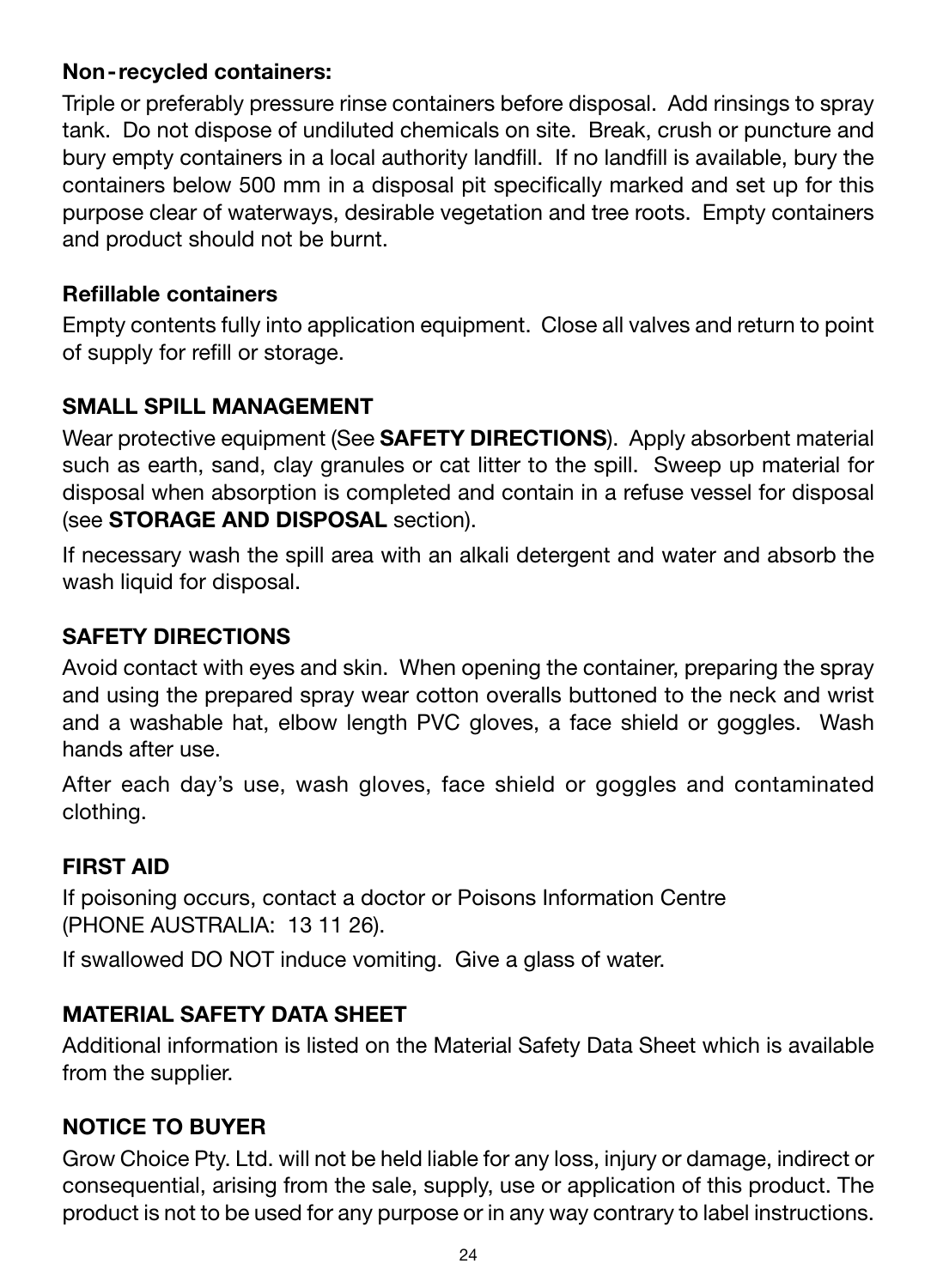**Non-recycled containers:**

Triple or preferably pressure rinse containers before disposal. Add rinsings to spray tank. Do not dispose of undiluted chemicals on site. Break, crush or puncture and bury empty containers in a local authority landfill. If no landfill is available, bury the containers below 500 mm in a disposal pit specifically marked and set up for this purpose clear of waterways, desirable vegetation and tree roots. Empty containers and product should not be burnt.

**Refillable containers**

Empty contents fully into application equipment. Close all valves and return to point of supply for refill or storage.

## SMALL SPILL MANAGEMENT

Wear protective equipment (See **SAFETY DIRECTIONS**). Apply absorbent material such as earth, sand, clay granules or cat litter to the spill. Sweep up material for disposal when absorption is completed and contain in a refuse vessel for disposal (see **STORAGE AND DISPOSAL** section).

If necessary wash the spill area with an alkali detergent and water and absorb the wash liquid for disposal.

## SAFETY DIRECTIONS

Avoid contact with eyes and skin. When opening the container, preparing the spray and using the prepared spray wear cotton overalls buttoned to the neck and wrist and a washable hat, elbow length PVC gloves, a face shield or goggles. Wash hands after use.

After each day's use, wash gloves, face shield or goggles and contaminated clothing.

## FIRST AID

If poisoning occurs, contact a doctor or Poisons Information Centre
(PHONE AUSTRALIA: 13 11 26).

If swallowed DO NOT induce vomiting. Give a glass of water.

## MATERIAL SAFETY DATA SHEET

Additional information is listed on the Material Safety Data Sheet which is available from the supplier.

## NOTICE TO BUYER

Grow Choice Pty. Ltd. will not be held liable for any loss, injury or damage, indirect or consequential, arising from the sale, supply, use or application of this product. The product is not to be used for any purpose or in any way contrary to label instructions.